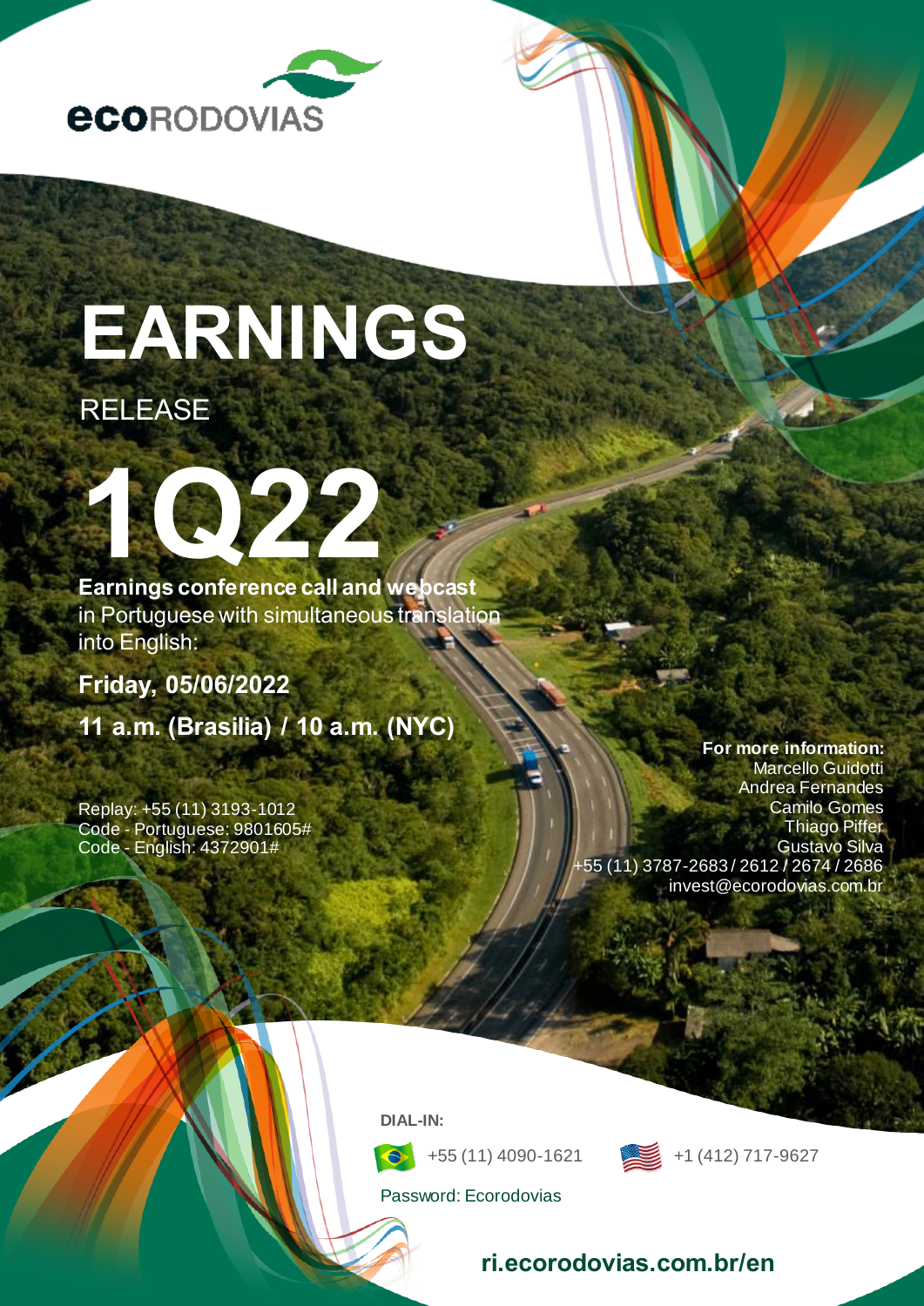ecoRODOVIAS

# EARNINGS

RELEASE

# 1Q22

**Earnings conference call and webcast** in Portuguese with simultaneous translation into English:

**Friday, 05/06/2022**

**11 a.m. (Brasilia) / 10 a.m. (NYC)**

Replay: +55 (11) 3193-1012
Code - Portuguese: 9801605#
Code - English: 4372901#

**For more information:**
Marcello Guidotti
Andrea Fernandes
Camilo Gomes
Thiago Piffer
Gustavo Silva
+55 (11) 3787-2683 / 2612 / 2674 / 2686
invest@ecorodovias.com.br

**DIAL-IN:**

+55 (11) 4090-1621

+1 (412) 717-9627

Password: Ecorodovias

**ri.ecorodovias.com.br/en**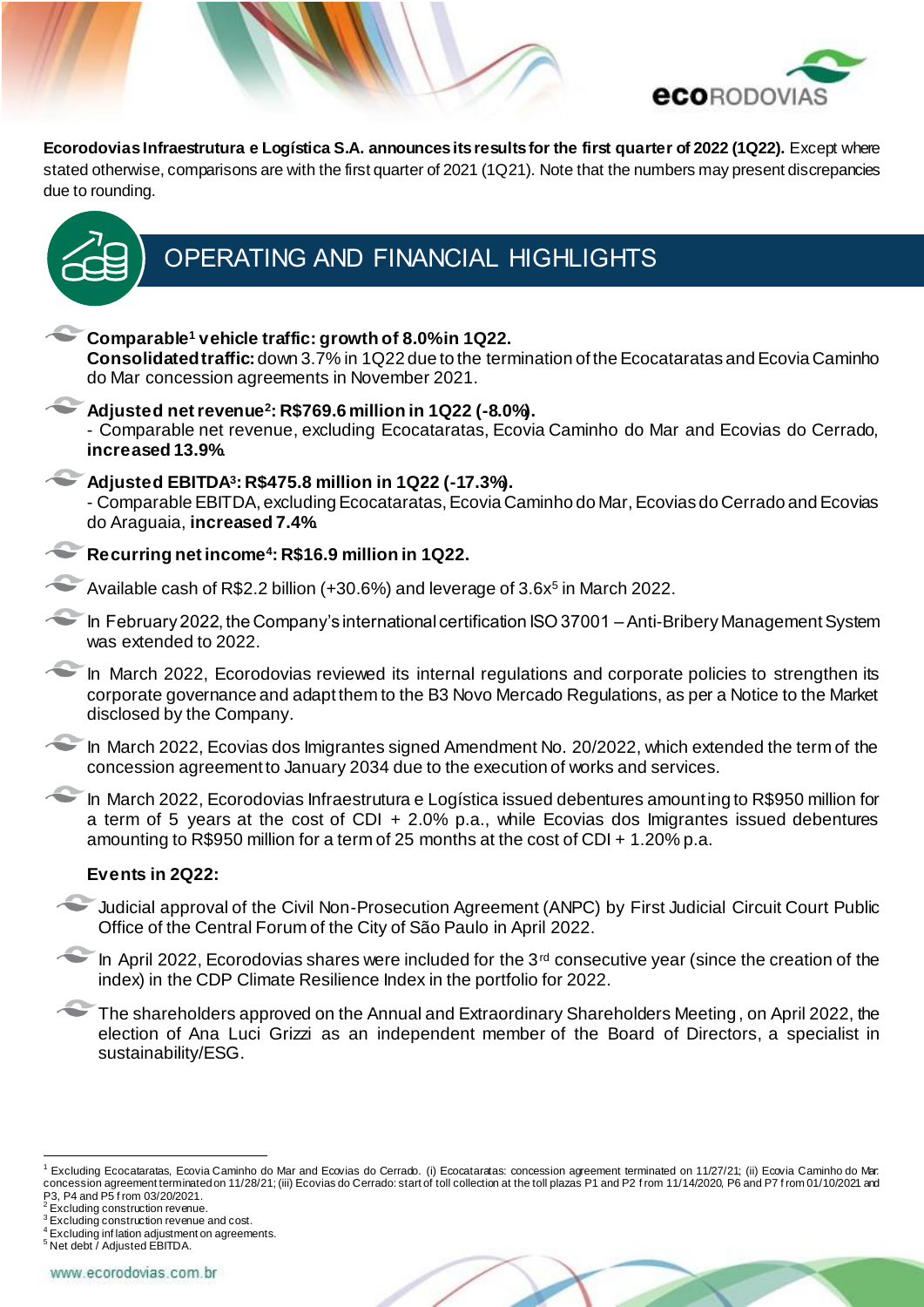**Ecorodovias Infraestrutura e Logística S.A. announces its results for the first quarter of 2022 (1Q22).** Except where stated otherwise, comparisons are with the first quarter of 2021 (1Q21). Note that the numbers may present discrepancies due to rounding.

# OPERATING AND FINANCIAL HIGHLIGHTS

- **Comparable[1] vehicle traffic: growth of 8.0% in 1Q22.**
  **Consolidated traffic:** down 3.7% in 1Q22 due to the termination of the Ecocataratas and Ecovia Caminho do Mar concession agreements in November 2021.

- **Adjusted net revenue[2]: R$769.6 million in 1Q22 (-8.0%).**
  - Comparable net revenue, excluding Ecocataratas, Ecovia Caminho do Mar and Ecovias do Cerrado, **increased 13.9%**.

- **Adjusted EBITDA[3]: R$475.8 million in 1Q22 (-17.3%).**
  - Comparable EBITDA, excluding Ecocataratas, Ecovia Caminho do Mar, Ecovias do Cerrado and Ecovias do Araguaia, **increased 7.4%**.

- **Recurring net income[4]: R$16.9 million in 1Q22.**

- Available cash of R$2.2 billion (+30.6%) and leverage of 3.6x[5] in March 2022.

- In February 2022, the Company's international certification ISO 37001 – Anti-Bribery Management System was extended to 2022.

- In March 2022, Ecorodovias reviewed its internal regulations and corporate policies to strengthen its corporate governance and adapt them to the B3 Novo Mercado Regulations, as per a Notice to the Market disclosed by the Company.

- In March 2022, Ecovias dos Imigrantes signed Amendment No. 20/2022, which extended the term of the concession agreement to January 2034 due to the execution of works and services.

- In March 2022, Ecorodovias Infraestrutura e Logística issued debentures amounting to R$950 million for a term of 5 years at the cost of CDI + 2.0% p.a., while Ecovias dos Imigrantes issued debentures amounting to R$950 million for a term of 25 months at the cost of CDI + 1.20% p.a.

**Events in 2Q22:**

- Judicial approval of the Civil Non-Prosecution Agreement (ANPC) by First Judicial Circuit Court Public Office of the Central Forum of the City of São Paulo in April 2022.

- In April 2022, Ecorodovias shares were included for the 3rd consecutive year (since the creation of the index) in the CDP Climate Resilience Index in the portfolio for 2022.

- The shareholders approved on the Annual and Extraordinary Shareholders Meeting, on April 2022, the election of Ana Luci Grizzi as an independent member of the Board of Directors, a specialist in sustainability/ESG.

---

[1] Excluding Ecocataratas, Ecovia Caminho do Mar and Ecovias do Cerrado. (i) Ecocataratas: concession agreement terminated on 11/27/21; (ii) Ecovia Caminho do Mar: concession agreement terminated on 11/28/21; (iii) Ecovias do Cerrado: start of toll collection at the toll plazas P1 and P2 from 11/14/2020, P6 and P7 from 01/10/2021 and P3, P4 and P5 from 03/20/2021.
[2] Excluding construction revenue.
[3] Excluding construction revenue and cost.
[4] Excluding inflation adjustment on agreements.
[5] Net debt / Adjusted EBITDA.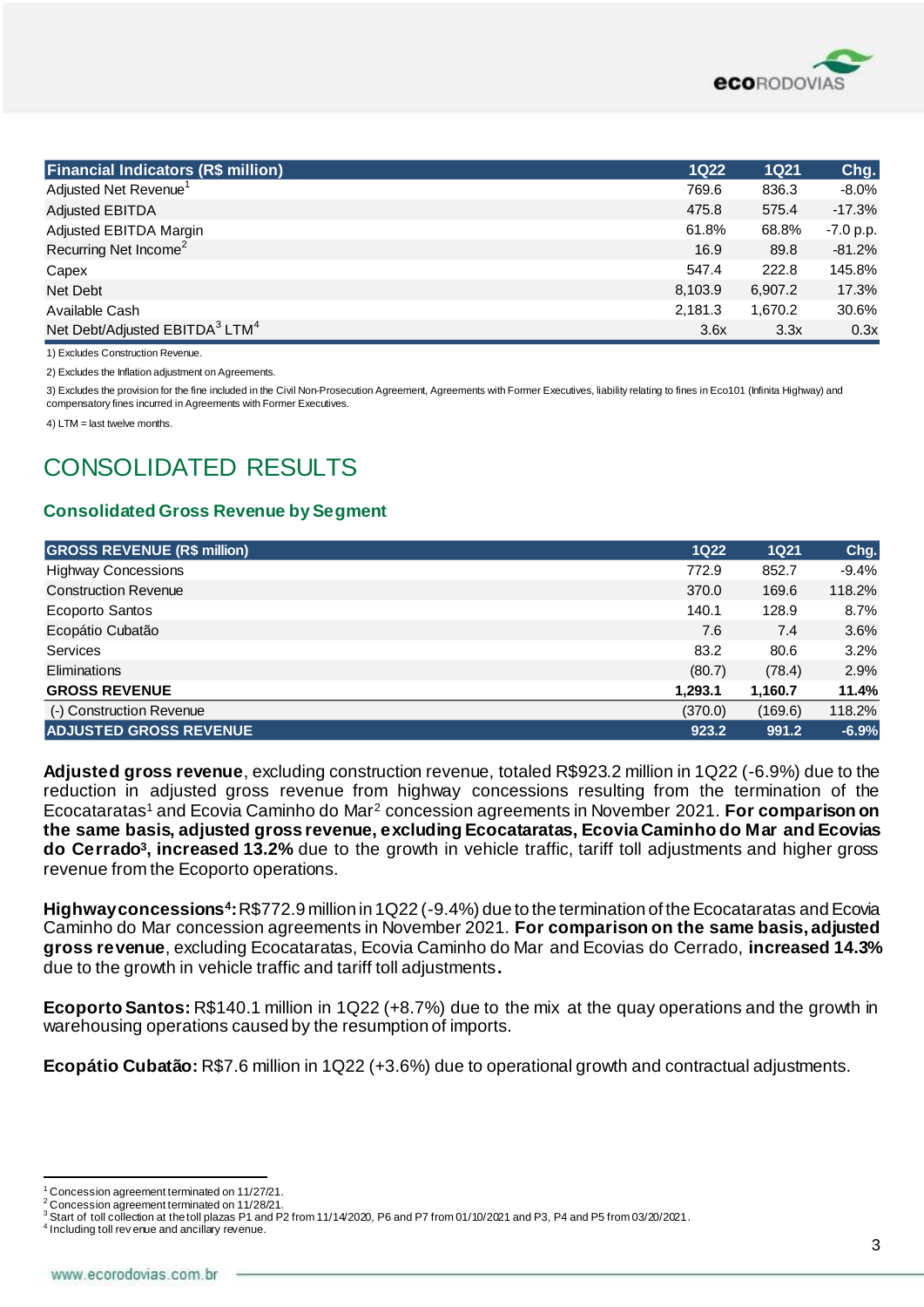| Financial Indicators (R$ million) | 1Q22 | 1Q21 | Chg. |
|---|---|---|---|
| Adjusted Net Revenue[1] | 769.6 | 836.3 | -8.0% |
| Adjusted EBITDA | 475.8 | 575.4 | -17.3% |
| Adjusted EBITDA Margin | 61.8% | 68.8% | -7.0 p.p. |
| Recurring Net Income[2] | 16.9 | 89.8 | -81.2% |
| Capex | 547.4 | 222.8 | 145.8% |
| Net Debt | 8,103.9 | 6,907.2 | 17.3% |
| Available Cash | 2,181.3 | 1,670.2 | 30.6% |
| Net Debt/Adjusted EBITDA[3] LTM[4] | 3.6x | 3.3x | 0.3x |

1) Excludes Construction Revenue.

2) Excludes the Inflation adjustment on Agreements.

3) Excludes the provision for the fine included in the Civil Non-Prosecution Agreement, Agreements with Former Executives, liability relating to fines in Eco101 (Infinita Highway) and compensatory fines incurred in Agreements with Former Executives.

4) LTM = last twelve months.

# CONSOLIDATED RESULTS

## Consolidated Gross Revenue by Segment

| GROSS REVENUE (R$ million) | 1Q22 | 1Q21 | Chg. |
|---|---|---|---|
| Highway Concessions | 772.9 | 852.7 | -9.4% |
| Construction Revenue | 370.0 | 169.6 | 118.2% |
| Ecoporto Santos | 140.1 | 128.9 | 8.7% |
| Ecopátio Cubatão | 7.6 | 7.4 | 3.6% |
| Services | 83.2 | 80.6 | 3.2% |
| Eliminations | (80.7) | (78.4) | 2.9% |
| **GROSS REVENUE** | **1,293.1** | **1,160.7** | **11.4%** |
| (-) Construction Revenue | (370.0) | (169.6) | 118.2% |
| **ADJUSTED GROSS REVENUE** | **923.2** | **991.2** | **-6.9%** |

**Adjusted gross revenue**, excluding construction revenue, totaled R$923.2 million in 1Q22 (-6.9%) due to the reduction in adjusted gross revenue from highway concessions resulting from the termination of the Ecocataratas[1] and Ecovia Caminho do Mar[2] concession agreements in November 2021. **For comparison on the same basis, adjusted gross revenue, excluding Ecocataratas, Ecovia Caminho do Mar and Ecovias do Cerrado[3], increased 13.2%** due to the growth in vehicle traffic, tariff toll adjustments and higher gross revenue from the Ecoporto operations.

**Highway concessions[4]:** R$772.9 million in 1Q22 (-9.4%) due to the termination of the Ecocataratas and Ecovia Caminho do Mar concession agreements in November 2021. **For comparison on the same basis, adjusted gross revenue**, excluding Ecocataratas, Ecovia Caminho do Mar and Ecovias do Cerrado, **increased 14.3%** due to the growth in vehicle traffic and tariff toll adjustments**.**

**Ecoporto Santos:** R$140.1 million in 1Q22 (+8.7%) due to the mix at the quay operations and the growth in warehousing operations caused by the resumption of imports.

**Ecopátio Cubatão:** R$7.6 million in 1Q22 (+3.6%) due to operational growth and contractual adjustments.

[1] Concession agreement terminated on 11/27/21.
[2] Concession agreement terminated on 11/28/21.
[3] Start of toll collection at the toll plazas P1 and P2 from 11/14/2020, P6 and P7 from 01/10/2021 and P3, P4 and P5 from 03/20/2021.
[4] Including toll revenue and ancillary revenue.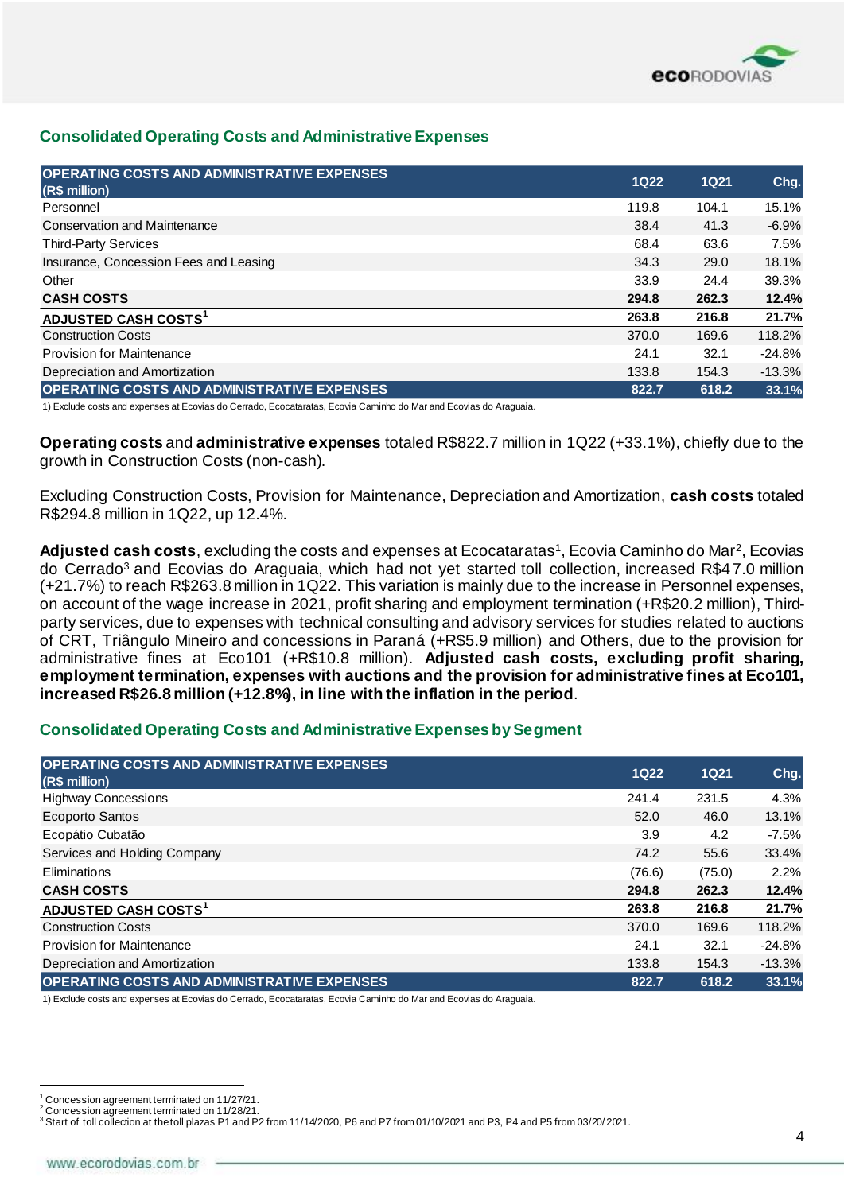## Consolidated Operating Costs and Administrative Expenses

| OPERATING COSTS AND ADMINISTRATIVE EXPENSES (R$ million) | 1Q22 | 1Q21 | Chg. |
|---|---|---|---|
| Personnel | 119.8 | 104.1 | 15.1% |
| Conservation and Maintenance | 38.4 | 41.3 | -6.9% |
| Third-Party Services | 68.4 | 63.6 | 7.5% |
| Insurance, Concession Fees and Leasing | 34.3 | 29.0 | 18.1% |
| Other | 33.9 | 24.4 | 39.3% |
| **CASH COSTS** | **294.8** | **262.3** | **12.4%** |
| **ADJUSTED CASH COSTS[1]** | **263.8** | **216.8** | **21.7%** |
| Construction Costs | 370.0 | 169.6 | 118.2% |
| Provision for Maintenance | 24.1 | 32.1 | -24.8% |
| Depreciation and Amortization | 133.8 | 154.3 | -13.3% |
| **OPERATING COSTS AND ADMINISTRATIVE EXPENSES** | **822.7** | **618.2** | **33.1%** |

1) Exclude costs and expenses at Ecovias do Cerrado, Ecocataratas, Ecovia Caminho do Mar and Ecovias do Araguaia.

**Operating costs** and **administrative expenses** totaled R$822.7 million in 1Q22 (+33.1%), chiefly due to the growth in Construction Costs (non-cash).

Excluding Construction Costs, Provision for Maintenance, Depreciation and Amortization, **cash costs** totaled R$294.8 million in 1Q22, up 12.4%.

**Adjusted cash costs**, excluding the costs and expenses at Ecocataratas[1], Ecovia Caminho do Mar[2], Ecovias do Cerrado[3] and Ecovias do Araguaia, which had not yet started toll collection, increased R$47.0 million (+21.7%) to reach R$263.8 million in 1Q22. This variation is mainly due to the increase in Personnel expenses, on account of the wage increase in 2021, profit sharing and employment termination (+R$20.2 million), Third-party services, due to expenses with technical consulting and advisory services for studies related to auctions of CRT, Triângulo Mineiro and concessions in Paraná (+R$5.9 million) and Others, due to the provision for administrative fines at Eco101 (+R$10.8 million). **Adjusted cash costs, excluding profit sharing, employment termination, expenses with auctions and the provision for administrative fines at Eco101, increased R$26.8 million (+12.8%), in line with the inflation in the period**.

## Consolidated Operating Costs and Administrative Expenses by Segment

| OPERATING COSTS AND ADMINISTRATIVE EXPENSES (R$ million) | 1Q22 | 1Q21 | Chg. |
|---|---|---|---|
| Highway Concessions | 241.4 | 231.5 | 4.3% |
| Ecoporto Santos | 52.0 | 46.0 | 13.1% |
| Ecopátio Cubatão | 3.9 | 4.2 | -7.5% |
| Services and Holding Company | 74.2 | 55.6 | 33.4% |
| Eliminations | (76.6) | (75.0) | 2.2% |
| **CASH COSTS** | **294.8** | **262.3** | **12.4%** |
| **ADJUSTED CASH COSTS[1]** | **263.8** | **216.8** | **21.7%** |
| Construction Costs | 370.0 | 169.6 | 118.2% |
| Provision for Maintenance | 24.1 | 32.1 | -24.8% |
| Depreciation and Amortization | 133.8 | 154.3 | -13.3% |
| **OPERATING COSTS AND ADMINISTRATIVE EXPENSES** | **822.7** | **618.2** | **33.1%** |

1) Exclude costs and expenses at Ecovias do Cerrado, Ecocataratas, Ecovia Caminho do Mar and Ecovias do Araguaia.

---

[1] Concession agreement terminated on 11/27/21.
[2] Concession agreement terminated on 11/28/21.
[3] Start of toll collection at the toll plazas P1 and P2 from 11/14/2020, P6 and P7 from 01/10/2021 and P3, P4 and P5 from 03/20/2021.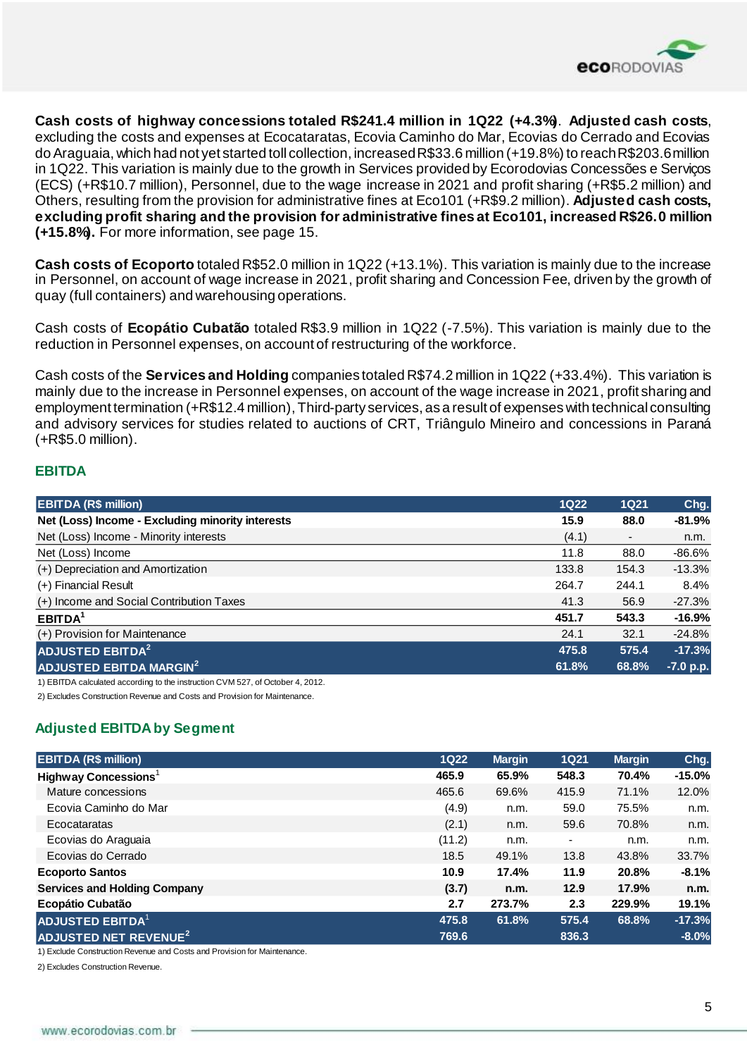**Cash costs of highway concessions totaled R$241.4 million in 1Q22 (+4.3%)**. **Adjusted cash costs**, excluding the costs and expenses at Ecocataratas, Ecovia Caminho do Mar, Ecovias do Cerrado and Ecovias do Araguaia, which had not yet started toll collection, increased R$33.6 million (+19.8%) to reach R$203.6 million in 1Q22. This variation is mainly due to the growth in Services provided by Ecorodovias Concessões e Serviços (ECS) (+R$10.7 million), Personnel, due to the wage increase in 2021 and profit sharing (+R$5.2 million) and Others, resulting from the provision for administrative fines at Eco101 (+R$9.2 million). **Adjusted cash costs, excluding profit sharing and the provision for administrative fines at Eco101, increased R$26.0 million (+15.8%).** For more information, see page 15.

**Cash costs of Ecoporto** totaled R$52.0 million in 1Q22 (+13.1%). This variation is mainly due to the increase in Personnel, on account of wage increase in 2021, profit sharing and Concession Fee, driven by the growth of quay (full containers) and warehousing operations.

Cash costs of **Ecopátio Cubatão** totaled R$3.9 million in 1Q22 (-7.5%). This variation is mainly due to the reduction in Personnel expenses, on account of restructuring of the workforce.

Cash costs of the **Services and Holding** companies totaled R$74.2 million in 1Q22 (+33.4%). This variation is mainly due to the increase in Personnel expenses, on account of the wage increase in 2021, profit sharing and employment termination (+R$12.4 million), Third-party services, as a result of expenses with technical consulting and advisory services for studies related to auctions of CRT, Triângulo Mineiro and concessions in Paraná (+R$5.0 million).

## EBITDA

| EBITDA (R$ million) | 1Q22 | 1Q21 | Chg. |
|---|---|---|---|
| **Net (Loss) Income - Excluding minority interests** | **15.9** | **88.0** | **-81.9%** |
| Net (Loss) Income - Minority interests | (4.1) | - | n.m. |
| Net (Loss) Income | 11.8 | 88.0 | -86.6% |
| (+) Depreciation and Amortization | 133.8 | 154.3 | -13.3% |
| (+) Financial Result | 264.7 | 244.1 | 8.4% |
| (+) Income and Social Contribution Taxes | 41.3 | 56.9 | -27.3% |
| **EBITDA[1]** | **451.7** | **543.3** | **-16.9%** |
| (+) Provision for Maintenance | 24.1 | 32.1 | -24.8% |
| **ADJUSTED EBITDA[2]** | **475.8** | **575.4** | **-17.3%** |
| **ADJUSTED EBITDA MARGIN[2]** | **61.8%** | **68.8%** | **-7.0 p.p.** |

1) EBITDA calculated according to the instruction CVM 527, of October 4, 2012.

2) Excludes Construction Revenue and Costs and Provision for Maintenance.

## Adjusted EBITDA by Segment

| EBITDA (R$ million) | 1Q22 | Margin | 1Q21 | Margin | Chg. |
|---|---|---|---|---|---|
| **Highway Concessions[1]** | **465.9** | **65.9%** | **548.3** | **70.4%** | **-15.0%** |
| Mature concessions | 465.6 | 69.6% | 415.9 | 71.1% | 12.0% |
| Ecovia Caminho do Mar | (4.9) | n.m. | 59.0 | 75.5% | n.m. |
| Ecocataratas | (2.1) | n.m. | 59.6 | 70.8% | n.m. |
| Ecovias do Araguaia | (11.2) | n.m. | - | n.m. | n.m. |
| Ecovias do Cerrado | 18.5 | 49.1% | 13.8 | 43.8% | 33.7% |
| **Ecoporto Santos** | **10.9** | **17.4%** | **11.9** | **20.8%** | **-8.1%** |
| **Services and Holding Company** | **(3.7)** | **n.m.** | **12.9** | **17.9%** | **n.m.** |
| **Ecopátio Cubatão** | **2.7** | **273.7%** | **2.3** | **229.9%** | **19.1%** |
| **ADJUSTED EBITDA[1]** | **475.8** | **61.8%** | **575.4** | **68.8%** | **-17.3%** |
| **ADJUSTED NET REVENUE[2]** | **769.6** | | **836.3** | | **-8.0%** |

1) Exclude Construction Revenue and Costs and Provision for Maintenance.

2) Excludes Construction Revenue.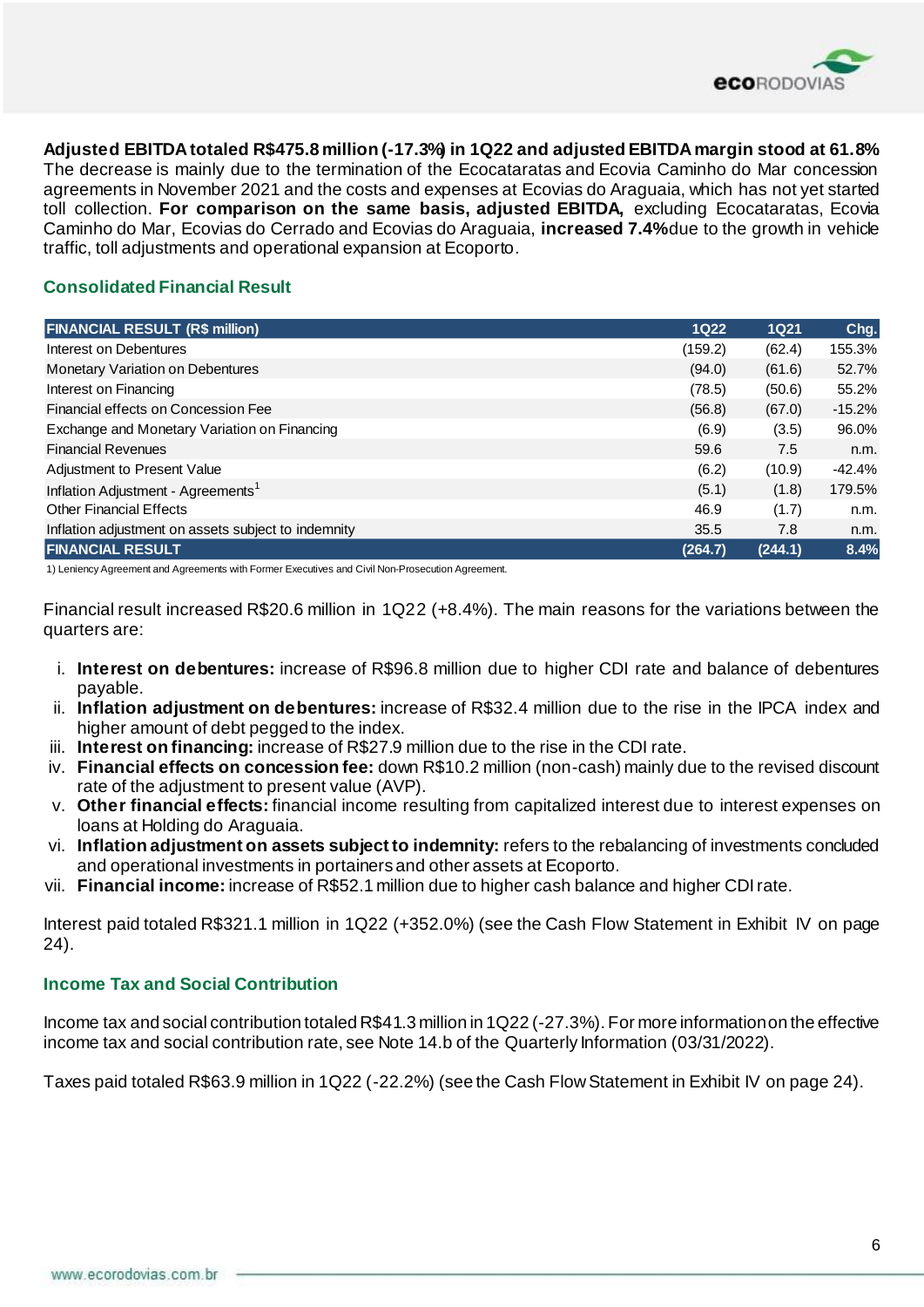**Adjusted EBITDA totaled R$475.8 million (-17.3%) in 1Q22 and adjusted EBITDA margin stood at 61.8%**
The decrease is mainly due to the termination of the Ecocataratas and Ecovia Caminho do Mar concession agreements in November 2021 and the costs and expenses at Ecovias do Araguaia, which has not yet started toll collection. **For comparison on the same basis, adjusted EBITDA,** excluding Ecocataratas, Ecovia Caminho do Mar, Ecovias do Cerrado and Ecovias do Araguaia, **increased 7.4%** due to the growth in vehicle traffic, toll adjustments and operational expansion at Ecoporto.

## Consolidated Financial Result

| FINANCIAL RESULT (R$ million) | 1Q22 | 1Q21 | Chg. |
|---|---|---|---|
| Interest on Debentures | (159.2) | (62.4) | 155.3% |
| Monetary Variation on Debentures | (94.0) | (61.6) | 52.7% |
| Interest on Financing | (78.5) | (50.6) | 55.2% |
| Financial effects on Concession Fee | (56.8) | (67.0) | -15.2% |
| Exchange and Monetary Variation on Financing | (6.9) | (3.5) | 96.0% |
| Financial Revenues | 59.6 | 7.5 | n.m. |
| Adjustment to Present Value | (6.2) | (10.9) | -42.4% |
| Inflation Adjustment - Agreements[1] | (5.1) | (1.8) | 179.5% |
| Other Financial Effects | 46.9 | (1.7) | n.m. |
| Inflation adjustment on assets subject to indemnity | 35.5 | 7.8 | n.m. |
| **FINANCIAL RESULT** | **(264.7)** | **(244.1)** | **8.4%** |

1) Leniency Agreement and Agreements with Former Executives and Civil Non-Prosecution Agreement.

Financial result increased R$20.6 million in 1Q22 (+8.4%). The main reasons for the variations between the quarters are:

i. **Interest on debentures:** increase of R$96.8 million due to higher CDI rate and balance of debentures payable.
ii. **Inflation adjustment on debentures:** increase of R$32.4 million due to the rise in the IPCA index and higher amount of debt pegged to the index.
iii. **Interest on financing:** increase of R$27.9 million due to the rise in the CDI rate.
iv. **Financial effects on concession fee:** down R$10.2 million (non-cash) mainly due to the revised discount rate of the adjustment to present value (AVP).
v. **Other financial effects:** financial income resulting from capitalized interest due to interest expenses on loans at Holding do Araguaia.
vi. **Inflation adjustment on assets subject to indemnity:** refers to the rebalancing of investments concluded and operational investments in portainers and other assets at Ecoporto.
vii. **Financial income:** increase of R$52.1 million due to higher cash balance and higher CDI rate.

Interest paid totaled R$321.1 million in 1Q22 (+352.0%) (see the Cash Flow Statement in Exhibit IV on page 24).

## Income Tax and Social Contribution

Income tax and social contribution totaled R$41.3 million in 1Q22 (-27.3%). For more information on the effective income tax and social contribution rate, see Note 14.b of the Quarterly Information (03/31/2022).

Taxes paid totaled R$63.9 million in 1Q22 (-22.2%) (see the Cash Flow Statement in Exhibit IV on page 24).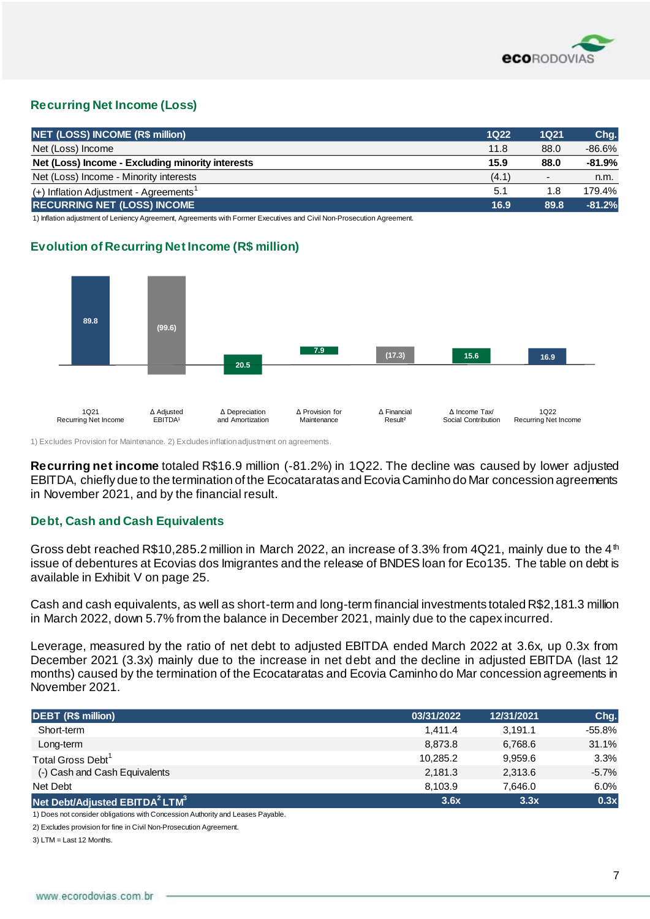## Recurring Net Income (Loss)

| NET (LOSS) INCOME (R$ million) | 1Q22 | 1Q21 | Chg. |
|---|---|---|---|
| Net (Loss) Income | 11.8 | 88.0 | -86.6% |
| **Net (Loss) Income - Excluding minority interests** | **15.9** | **88.0** | **-81.9%** |
| Net (Loss) Income - Minority interests | (4.1) | - | n.m. |
| (+) Inflation Adjustment - Agreements[1] | 5.1 | 1.8 | 179.4% |
| **RECURRING NET (LOSS) INCOME** | **16.9** | **89.8** | **-81.2%** |

1) Inflation adjustment of Leniency Agreement, Agreements with Former Executives and Civil Non-Prosecution Agreement.

## Evolution of Recurring Net Income (R$ million)

| 1Q21 Recurring Net Income | Δ Adjusted EBITDA[1] | Δ Depreciation and Amortization | Δ Provision for Maintenance | Δ Financial Result[2] | Δ Income Tax/ Social Contribution | 1Q22 Recurring Net Income |
|---|---|---|---|---|---|---|
| 89.8 | (99.6) | 20.5 | 7.9 | (17.3) | 15.6 | 16.9 |

1) Excludes Provision for Maintenance. 2) Excludes inflation adjustment on agreements.

**Recurring net income** totaled R$16.9 million (-81.2%) in 1Q22. The decline was caused by lower adjusted EBITDA, chiefly due to the termination of the Ecocataratas and Ecovia Caminho do Mar concession agreements in November 2021, and by the financial result.

## Debt, Cash and Cash Equivalents

Gross debt reached R$10,285.2 million in March 2022, an increase of 3.3% from 4Q21, mainly due to the 4th issue of debentures at Ecovias dos Imigrantes and the release of BNDES loan for Eco135. The table on debt is available in Exhibit V on page 25.

Cash and cash equivalents, as well as short-term and long-term financial investments totaled R$2,181.3 million in March 2022, down 5.7% from the balance in December 2021, mainly due to the capex incurred.

Leverage, measured by the ratio of net debt to adjusted EBITDA ended March 2022 at 3.6x, up 0.3x from December 2021 (3.3x) mainly due to the increase in net debt and the decline in adjusted EBITDA (last 12 months) caused by the termination of the Ecocataratas and Ecovia Caminho do Mar concession agreements in November 2021.

| DEBT (R$ million) | 03/31/2022 | 12/31/2021 | Chg. |
|---|---|---|---|
| Short-term | 1,411.4 | 3,191.1 | -55.8% |
| Long-term | 8,873.8 | 6,768.6 | 31.1% |
| Total Gross Debt[1] | 10,285.2 | 9,959.6 | 3.3% |
| (-) Cash and Cash Equivalents | 2,181.3 | 2,313.6 | -5.7% |
| Net Debt | 8,103.9 | 7,646.0 | 6.0% |
| **Net Debt/Adjusted EBITDA[2] LTM[3]** | **3.6x** | **3.3x** | **0.3x** |

1) Does not consider obligations with Concession Authority and Leases Payable.

2) Excludes provision for fine in Civil Non-Prosecution Agreement.

3) LTM = Last 12 Months.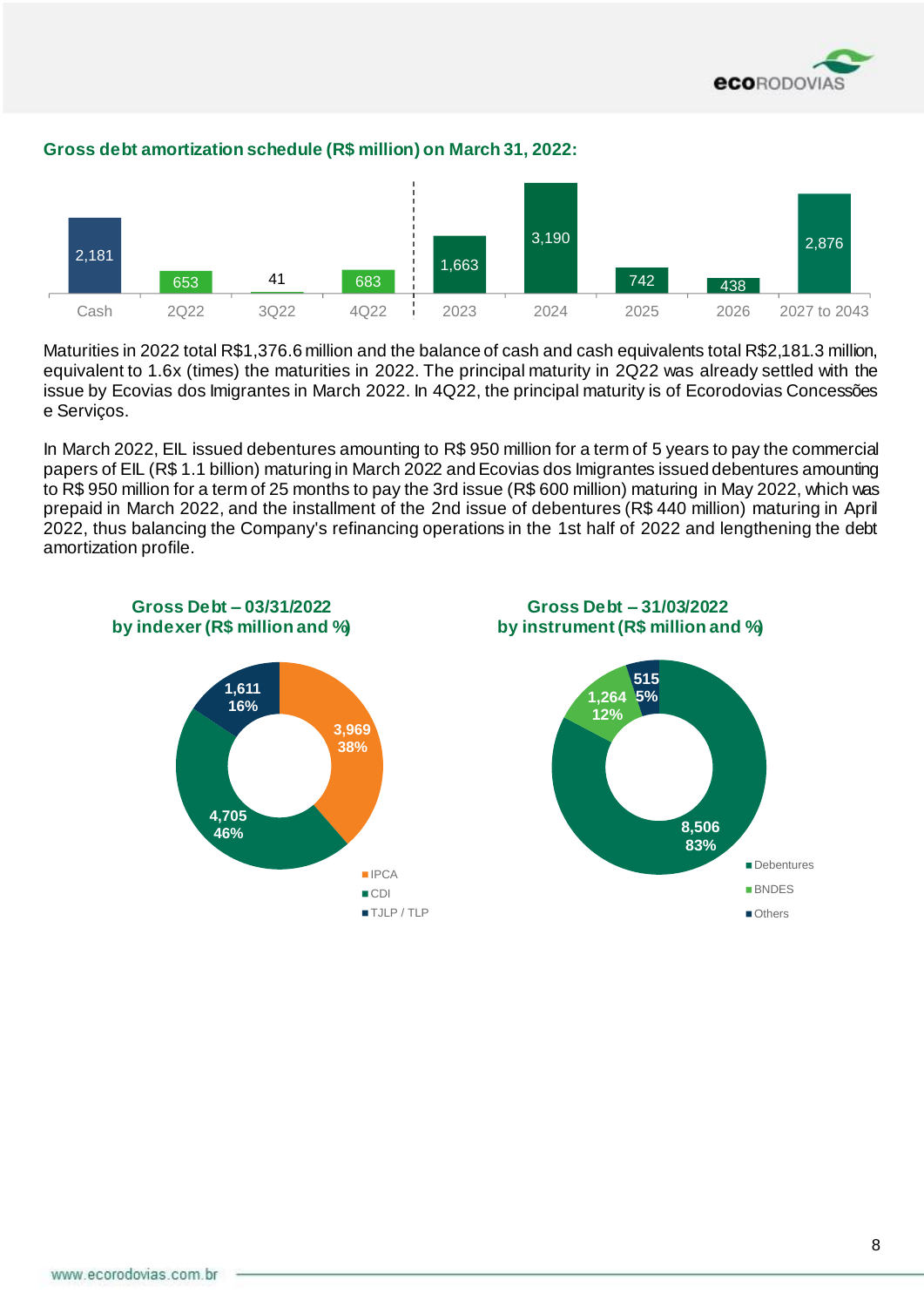**Gross debt amortization schedule (R$ million) on March 31, 2022:**

| Cash | 2Q22 | 3Q22 | 4Q22 | 2023 | 2024 | 2025 | 2026 | 2027 to 2043 |
|---|---|---|---|---|---|---|---|---|
| 2,181 | 653 | 41 | 683 | 1,663 | 3,190 | 742 | 438 | 2,876 |

Maturities in 2022 total R$1,376.6 million and the balance of cash and cash equivalents total R$2,181.3 million, equivalent to 1.6x (times) the maturities in 2022. The principal maturity in 2Q22 was already settled with the issue by Ecovias dos Imigrantes in March 2022. In 4Q22, the principal maturity is of Ecorodovias Concessões e Serviços.

In March 2022, EIL issued debentures amounting to R$ 950 million for a term of 5 years to pay the commercial papers of EIL (R$ 1.1 billion) maturing in March 2022 and Ecovias dos Imigrantes issued debentures amounting to R$ 950 million for a term of 25 months to pay the 3rd issue (R$ 600 million) maturing in May 2022, which was prepaid in March 2022, and the installment of the 2nd issue of debentures (R$ 440 million) maturing in April 2022, thus balancing the Company's refinancing operations in the 1st half of 2022 and lengthening the debt amortization profile.

**Gross Debt – 03/31/2022 by indexer (R$ million and %)**

| Indexer | R$ million | % |
|---|---|---|
| IPCA | 3,969 | 38% |
| CDI | 4,705 | 46% |
| TJLP / TLP | 1,611 | 16% |

**Gross Debt – 31/03/2022 by instrument (R$ million and %)**

| Instrument | R$ million | % |
|---|---|---|
| Debentures | 8,506 | 83% |
| BNDES | 1,264 | 12% |
| Others | 515 | 5% |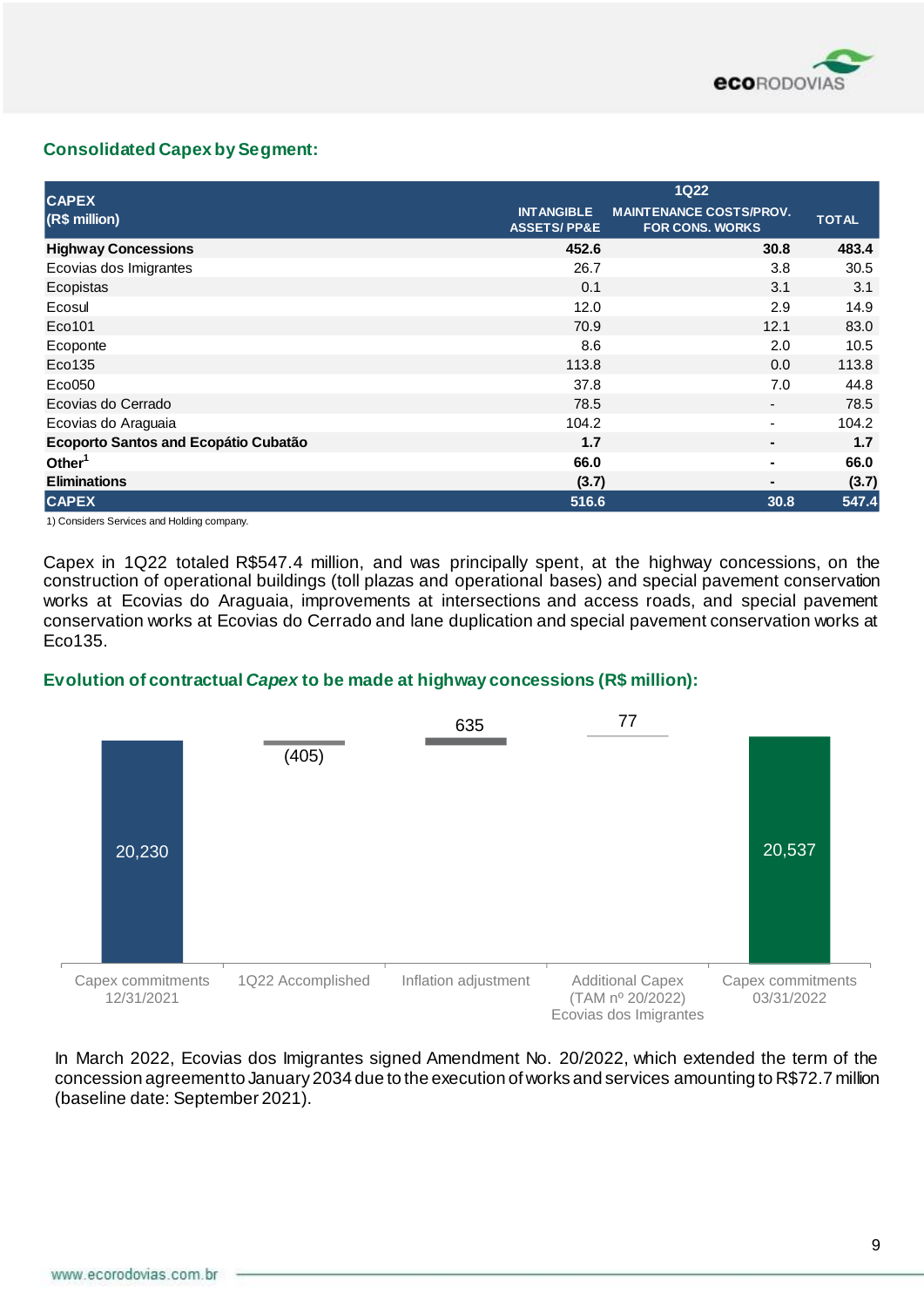## Consolidated Capex by Segment:

| CAPEX (R$ million) | 1Q22 | | |
|---|---|---|---|
| | INTANGIBLE ASSETS/ PP&E | MAINTENANCE COSTS/PROV. FOR CONS. WORKS | TOTAL |
| **Highway Concessions** | **452.6** | **30.8** | **483.4** |
| Ecovias dos Imigrantes | 26.7 | 3.8 | 30.5 |
| Ecopistas | 0.1 | 3.1 | 3.1 |
| Ecosul | 12.0 | 2.9 | 14.9 |
| Eco101 | 70.9 | 12.1 | 83.0 |
| Ecoponte | 8.6 | 2.0 | 10.5 |
| Eco135 | 113.8 | 0.0 | 113.8 |
| Eco050 | 37.8 | 7.0 | 44.8 |
| Ecovias do Cerrado | 78.5 | - | 78.5 |
| Ecovias do Araguaia | 104.2 | - | 104.2 |
| **Ecoporto Santos and Ecopátio Cubatão** | **1.7** | **-** | **1.7** |
| **Other[1]** | **66.0** | **-** | **66.0** |
| **Eliminations** | **(3.7)** | **-** | **(3.7)** |
| **CAPEX** | **516.6** | **30.8** | **547.4** |

1) Considers Services and Holding company.

Capex in 1Q22 totaled R$547.4 million, and was principally spent, at the highway concessions, on the construction of operational buildings (toll plazas and operational bases) and special pavement conservation works at Ecovias do Araguaia, improvements at intersections and access roads, and special pavement conservation works at Ecovias do Cerrado and lane duplication and special pavement conservation works at Eco135.

## Evolution of contractual *Capex* to be made at highway concessions (R$ million):

| Capex commitments 12/31/2021 | 1Q22 Accomplished | Inflation adjustment | Additional Capex (TAM nº 20/2022) Ecovias dos Imigrantes | Capex commitments 03/31/2022 |
|---|---|---|---|---|
| 20,230 | (405) | 635 | 77 | 20,537 |

In March 2022, Ecovias dos Imigrantes signed Amendment No. 20/2022, which extended the term of the concession agreement to January 2034 due to the execution of works and services amounting to R$72.7 million (baseline date: September 2021).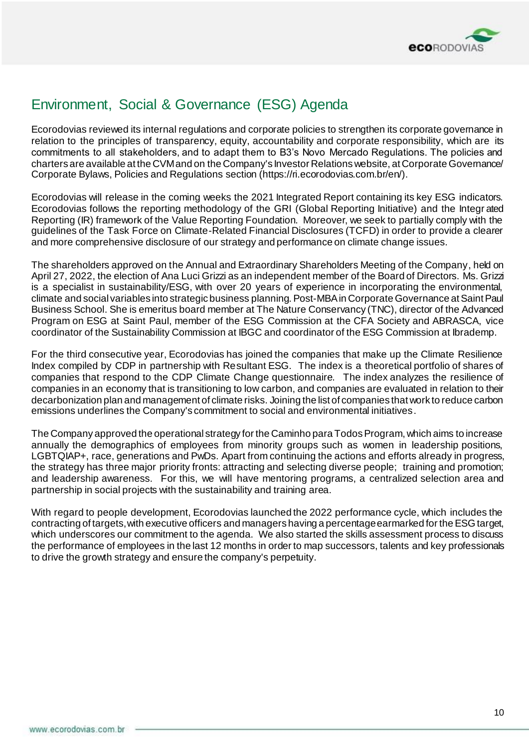# Environment, Social & Governance (ESG) Agenda

Ecorodovias reviewed its internal regulations and corporate policies to strengthen its corporate governance in relation to the principles of transparency, equity, accountability and corporate responsibility, which are its commitments to all stakeholders, and to adapt them to B3's Novo Mercado Regulations. The policies and charters are available at the CVM and on the Company's Investor Relations website, at Corporate Governance/ Corporate Bylaws, Policies and Regulations section (https://ri.ecorodovias.com.br/en/).

Ecorodovias will release in the coming weeks the 2021 Integrated Report containing its key ESG indicators. Ecorodovias follows the reporting methodology of the GRI (Global Reporting Initiative) and the Integrated Reporting (IR) framework of the Value Reporting Foundation. Moreover, we seek to partially comply with the guidelines of the Task Force on Climate-Related Financial Disclosures (TCFD) in order to provide a clearer and more comprehensive disclosure of our strategy and performance on climate change issues.

The shareholders approved on the Annual and Extraordinary Shareholders Meeting of the Company, held on April 27, 2022, the election of Ana Luci Grizzi as an independent member of the Board of Directors. Ms. Grizzi is a specialist in sustainability/ESG, with over 20 years of experience in incorporating the environmental, climate and social variables into strategic business planning. Post-MBA in Corporate Governance at Saint Paul Business School. She is emeritus board member at The Nature Conservancy (TNC), director of the Advanced Program on ESG at Saint Paul, member of the ESG Commission at the CFA Society and ABRASCA, vice coordinator of the Sustainability Commission at IBGC and coordinator of the ESG Commission at Ibrademp.

For the third consecutive year, Ecorodovias has joined the companies that make up the Climate Resilience Index compiled by CDP in partnership with Resultant ESG. The index is a theoretical portfolio of shares of companies that respond to the CDP Climate Change questionnaire. The index analyzes the resilience of companies in an economy that is transitioning to low carbon, and companies are evaluated in relation to their decarbonization plan and management of climate risks. Joining the list of companies that work to reduce carbon emissions underlines the Company's commitment to social and environmental initiatives.

The Company approved the operational strategy for the Caminho para Todos Program, which aims to increase annually the demographics of employees from minority groups such as women in leadership positions, LGBTQIAP+, race, generations and PwDs. Apart from continuing the actions and efforts already in progress, the strategy has three major priority fronts: attracting and selecting diverse people; training and promotion; and leadership awareness. For this, we will have mentoring programs, a centralized selection area and partnership in social projects with the sustainability and training area.

With regard to people development, Ecorodovias launched the 2022 performance cycle, which includes the contracting of targets, with executive officers and managers having a percentage earmarked for the ESG target, which underscores our commitment to the agenda. We also started the skills assessment process to discuss the performance of employees in the last 12 months in order to map successors, talents and key professionals to drive the growth strategy and ensure the company's perpetuity.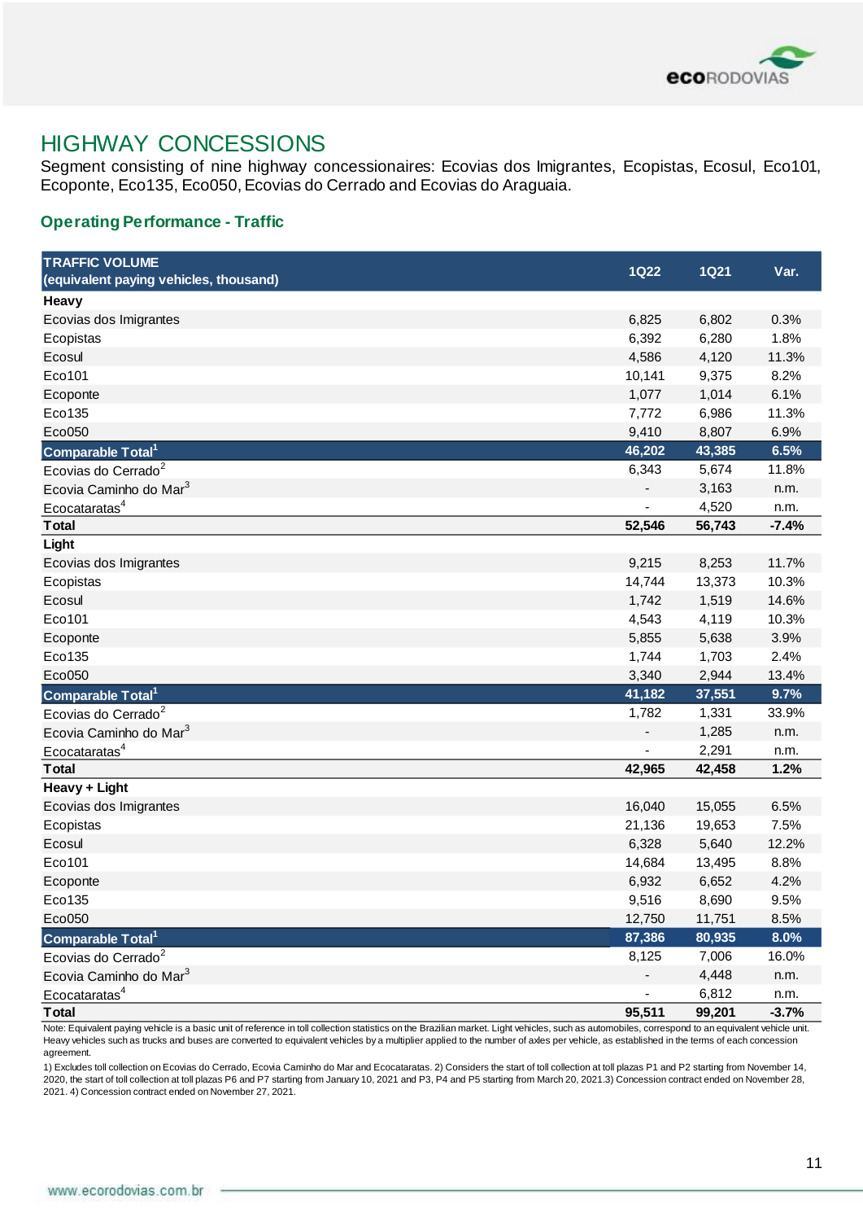## HIGHWAY CONCESSIONS

Segment consisting of nine highway concessionaires: Ecovias dos Imigrantes, Ecopistas, Ecosul, Eco101, Ecoponte, Eco135, Eco050, Ecovias do Cerrado and Ecovias do Araguaia.

### Operating Performance - Traffic

| TRAFFIC VOLUME (equivalent paying vehicles, thousand) | 1Q22 | 1Q21 | Var. |
|---|---|---|---|
| **Heavy** | | | |
| Ecovias dos Imigrantes | 6,825 | 6,802 | 0.3% |
| Ecopistas | 6,392 | 6,280 | 1.8% |
| Ecosul | 4,586 | 4,120 | 11.3% |
| Eco101 | 10,141 | 9,375 | 8.2% |
| Ecoponte | 1,077 | 1,014 | 6.1% |
| Eco135 | 7,772 | 6,986 | 11.3% |
| Eco050 | 9,410 | 8,807 | 6.9% |
| **Comparable Total[1]** | **46,202** | **43,385** | **6.5%** |
| Ecovias do Cerrado[2] | 6,343 | 5,674 | 11.8% |
| Ecovia Caminho do Mar[3] | - | 3,163 | n.m. |
| Ecocataratas[4] | - | 4,520 | n.m. |
| **Total** | **52,546** | **56,743** | **-7.4%** |
| **Light** | | | |
| Ecovias dos Imigrantes | 9,215 | 8,253 | 11.7% |
| Ecopistas | 14,744 | 13,373 | 10.3% |
| Ecosul | 1,742 | 1,519 | 14.6% |
| Eco101 | 4,543 | 4,119 | 10.3% |
| Ecoponte | 5,855 | 5,638 | 3.9% |
| Eco135 | 1,744 | 1,703 | 2.4% |
| Eco050 | 3,340 | 2,944 | 13.4% |
| **Comparable Total[1]** | **41,182** | **37,551** | **9.7%** |
| Ecovias do Cerrado[2] | 1,782 | 1,331 | 33.9% |
| Ecovia Caminho do Mar[3] | - | 1,285 | n.m. |
| Ecocataratas[4] | - | 2,291 | n.m. |
| **Total** | **42,965** | **42,458** | **1.2%** |
| **Heavy + Light** | | | |
| Ecovias dos Imigrantes | 16,040 | 15,055 | 6.5% |
| Ecopistas | 21,136 | 19,653 | 7.5% |
| Ecosul | 6,328 | 5,640 | 12.2% |
| Eco101 | 14,684 | 13,495 | 8.8% |
| Ecoponte | 6,932 | 6,652 | 4.2% |
| Eco135 | 9,516 | 8,690 | 9.5% |
| Eco050 | 12,750 | 11,751 | 8.5% |
| **Comparable Total[1]** | **87,386** | **80,935** | **8.0%** |
| Ecovias do Cerrado[2] | 8,125 | 7,006 | 16.0% |
| Ecovia Caminho do Mar[3] | - | 4,448 | n.m. |
| Ecocataratas[4] | - | 6,812 | n.m. |
| **Total** | **95,511** | **99,201** | **-3.7%** |

Note: Equivalent paying vehicle is a basic unit of reference in toll collection statistics on the Brazilian market. Light vehicles, such as automobiles, correspond to an equivalent vehicle unit. Heavy vehicles such as trucks and buses are converted to equivalent vehicles by a multiplier applied to the number of axes per vehicle, as established in the terms of each concession agreement.

1) Excludes toll collection on Ecovias do Cerrado, Ecovia Caminho do Mar and Ecocataratas. 2) Considers the start of toll collection at toll plazas P1 and P2 starting from November 14, 2020, the start of toll collection at toll plazas P6 and P7 starting from January 10, 2021 and P3, P4 and P5 starting from March 20, 2021.3) Concession contract ended on November 28, 2021. 4) Concession contract ended on November 27, 2021.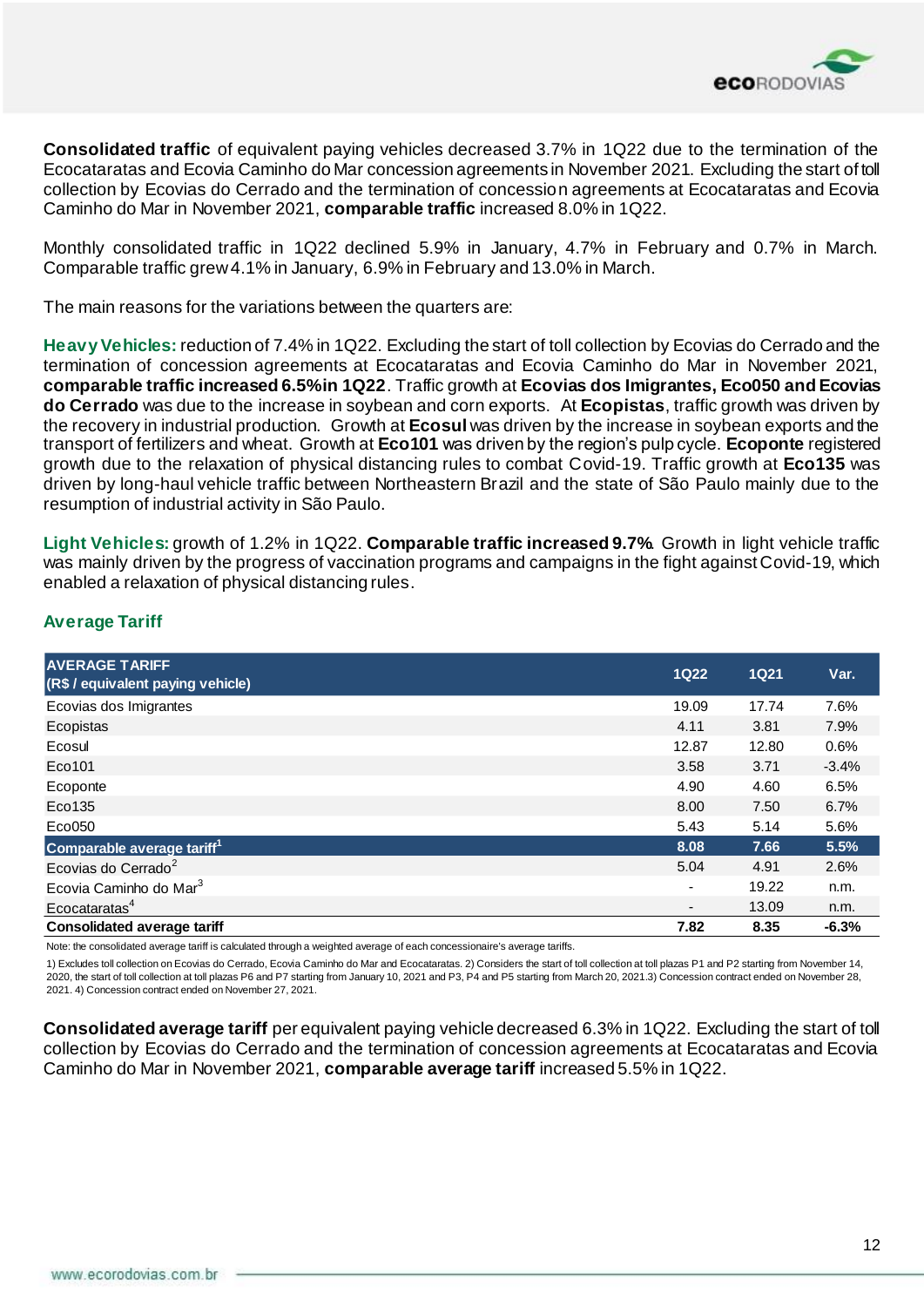**Consolidated traffic** of equivalent paying vehicles decreased 3.7% in 1Q22 due to the termination of the Ecocataratas and Ecovia Caminho do Mar concession agreements in November 2021. Excluding the start of toll collection by Ecovias do Cerrado and the termination of concession agreements at Ecocataratas and Ecovia Caminho do Mar in November 2021, **comparable traffic** increased 8.0% in 1Q22.

Monthly consolidated traffic in 1Q22 declined 5.9% in January, 4.7% in February and 0.7% in March. Comparable traffic grew 4.1% in January, 6.9% in February and 13.0% in March.

The main reasons for the variations between the quarters are:

**Heavy Vehicles:** reduction of 7.4% in 1Q22. Excluding the start of toll collection by Ecovias do Cerrado and the termination of concession agreements at Ecocataratas and Ecovia Caminho do Mar in November 2021, **comparable traffic increased 6.5% in 1Q22**. Traffic growth at **Ecovias dos Imigrantes, Eco050 and Ecovias do Cerrado** was due to the increase in soybean and corn exports. At **Ecopistas**, traffic growth was driven by the recovery in industrial production. Growth at **Ecosul** was driven by the increase in soybean exports and the transport of fertilizers and wheat. Growth at **Eco101** was driven by the region's pulp cycle. **Ecoponte** registered growth due to the relaxation of physical distancing rules to combat Covid-19. Traffic growth at **Eco135** was driven by long-haul vehicle traffic between Northeastern Brazil and the state of São Paulo mainly due to the resumption of industrial activity in São Paulo.

**Light Vehicles:** growth of 1.2% in 1Q22. **Comparable traffic increased 9.7%**. Growth in light vehicle traffic was mainly driven by the progress of vaccination programs and campaigns in the fight against Covid-19, which enabled a relaxation of physical distancing rules.

## Average Tariff

| AVERAGE TARIFF (R$ / equivalent paying vehicle) | 1Q22 | 1Q21 | Var. |
|---|---|---|---|
| Ecovias dos Imigrantes | 19.09 | 17.74 | 7.6% |
| Ecopistas | 4.11 | 3.81 | 7.9% |
| Ecosul | 12.87 | 12.80 | 0.6% |
| Eco101 | 3.58 | 3.71 | -3.4% |
| Ecoponte | 4.90 | 4.60 | 6.5% |
| Eco135 | 8.00 | 7.50 | 6.7% |
| Eco050 | 5.43 | 5.14 | 5.6% |
| **Comparable average tariff[1]** | **8.08** | **7.66** | **5.5%** |
| Ecovias do Cerrado[2] | 5.04 | 4.91 | 2.6% |
| Ecovia Caminho do Mar[3] | - | 19.22 | n.m. |
| Ecocataratas[4] | - | 13.09 | n.m. |
| **Consolidated average tariff** | **7.82** | **8.35** | **-6.3%** |

Note: the consolidated average tariff is calculated through a weighted average of each concessionaire's average tariffs.

1) Excludes toll collection on Ecovias do Cerrado, Ecovia Caminho do Mar and Ecocataratas. 2) Considers the start of toll collection at toll plazas P1 and P2 starting from November 14, 2020, the start of toll collection at toll plazas P6 and P7 starting from January 10, 2021 and P3, P4 and P5 starting from March 20, 2021.3) Concession contract ended on November 28, 2021. 4) Concession contract ended on November 27, 2021.

**Consolidated average tariff** per equivalent paying vehicle decreased 6.3% in 1Q22. Excluding the start of toll collection by Ecovias do Cerrado and the termination of concession agreements at Ecocataratas and Ecovia Caminho do Mar in November 2021, **comparable average tariff** increased 5.5% in 1Q22.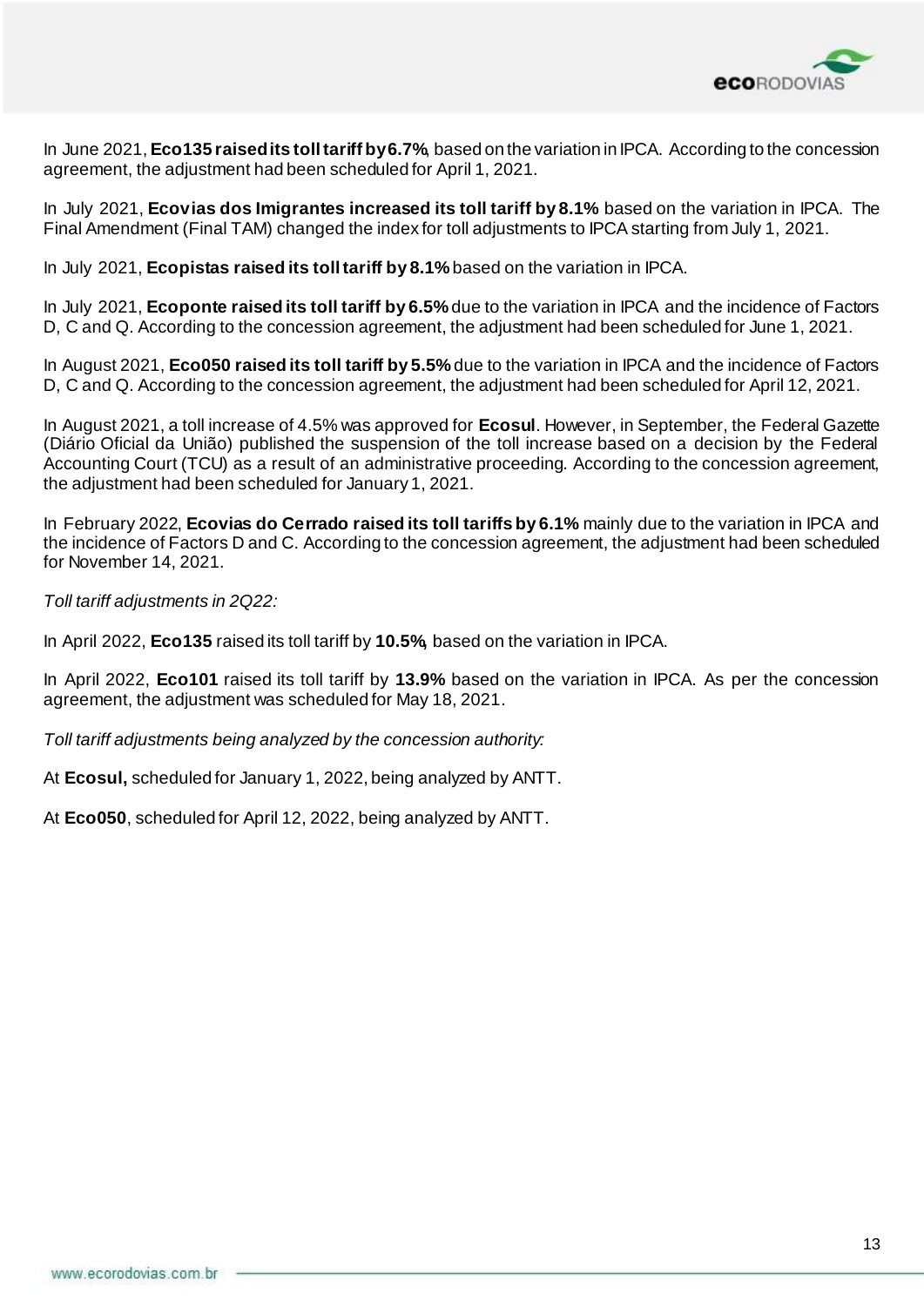In June 2021, **Eco135 raised its toll tariff by 6.7%**, based on the variation in IPCA. According to the concession agreement, the adjustment had been scheduled for April 1, 2021.

In July 2021, **Ecovias dos Imigrantes increased its toll tariff by 8.1%** based on the variation in IPCA. The Final Amendment (Final TAM) changed the index for toll adjustments to IPCA starting from July 1, 2021.

In July 2021, **Ecopistas raised its toll tariff by 8.1%** based on the variation in IPCA.

In July 2021, **Ecoponte raised its toll tariff by 6.5%** due to the variation in IPCA and the incidence of Factors D, C and Q. According to the concession agreement, the adjustment had been scheduled for June 1, 2021.

In August 2021, **Eco050 raised its toll tariff by 5.5%** due to the variation in IPCA and the incidence of Factors D, C and Q. According to the concession agreement, the adjustment had been scheduled for April 12, 2021.

In August 2021, a toll increase of 4.5% was approved for **Ecosul**. However, in September, the Federal Gazette (Diário Oficial da União) published the suspension of the toll increase based on a decision by the Federal Accounting Court (TCU) as a result of an administrative proceeding. According to the concession agreement, the adjustment had been scheduled for January 1, 2021.

In February 2022, **Ecovias do Cerrado raised its toll tariffs by 6.1%** mainly due to the variation in IPCA and the incidence of Factors D and C. According to the concession agreement, the adjustment had been scheduled for November 14, 2021.

*Toll tariff adjustments in 2Q22:*

In April 2022, **Eco135** raised its toll tariff by **10.5%**, based on the variation in IPCA.

In April 2022, **Eco101** raised its toll tariff by **13.9%** based on the variation in IPCA. As per the concession agreement, the adjustment was scheduled for May 18, 2021.

*Toll tariff adjustments being analyzed by the concession authority:*

At **Ecosul,** scheduled for January 1, 2022, being analyzed by ANTT.

At **Eco050**, scheduled for April 12, 2022, being analyzed by ANTT.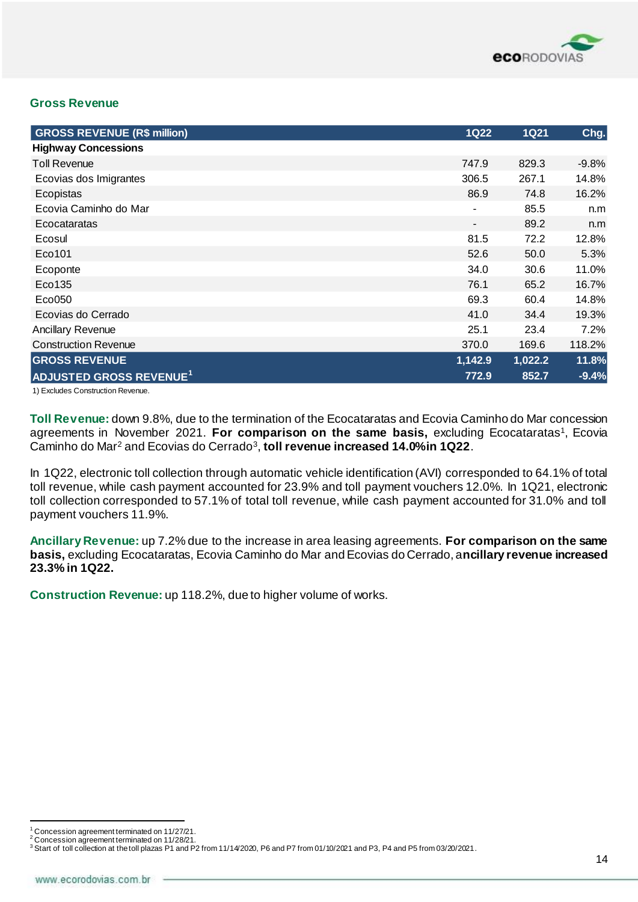## Gross Revenue

| GROSS REVENUE (R$ million) | 1Q22 | 1Q21 | Chg. |
|---|---|---|---|
| **Highway Concessions** | | | |
| Toll Revenue | 747.9 | 829.3 | -9.8% |
| Ecovias dos Imigrantes | 306.5 | 267.1 | 14.8% |
| Ecopistas | 86.9 | 74.8 | 16.2% |
| Ecovia Caminho do Mar | - | 85.5 | n.m |
| Ecocataratas | - | 89.2 | n.m |
| Ecosul | 81.5 | 72.2 | 12.8% |
| Eco101 | 52.6 | 50.0 | 5.3% |
| Ecoponte | 34.0 | 30.6 | 11.0% |
| Eco135 | 76.1 | 65.2 | 16.7% |
| Eco050 | 69.3 | 60.4 | 14.8% |
| Ecovias do Cerrado | 41.0 | 34.4 | 19.3% |
| Ancillary Revenue | 25.1 | 23.4 | 7.2% |
| Construction Revenue | 370.0 | 169.6 | 118.2% |
| **GROSS REVENUE** | **1,142.9** | **1,022.2** | **11.8%** |
| **ADJUSTED GROSS REVENUE[1]** | **772.9** | **852.7** | **-9.4%** |

1) Excludes Construction Revenue.

**Toll Revenue:** down 9.8%, due to the termination of the Ecocataratas and Ecovia Caminho do Mar concession agreements in November 2021. **For comparison on the same basis,** excluding Ecocataratas[1], Ecovia Caminho do Mar[2] and Ecovias do Cerrado[3], **toll revenue increased 14.0% in 1Q22**.

In 1Q22, electronic toll collection through automatic vehicle identification (AVI) corresponded to 64.1% of total toll revenue, while cash payment accounted for 23.9% and toll payment vouchers 12.0%. In 1Q21, electronic toll collection corresponded to 57.1% of total toll revenue, while cash payment accounted for 31.0% and toll payment vouchers 11.9%.

**Ancillary Revenue:** up 7.2% due to the increase in area leasing agreements. **For comparison on the same basis,** excluding Ecocataratas, Ecovia Caminho do Mar and Ecovias do Cerrado, a**ncillary revenue increased 23.3% in 1Q22.**

**Construction Revenue:** up 118.2%, due to higher volume of works.

---

[1] Concession agreement terminated on 11/27/21.
[2] Concession agreement terminated on 11/28/21.
[3] Start of toll collection at the toll plazas P1 and P2 from 11/14/2020, P6 and P7 from 01/10/2021 and P3, P4 and P5 from 03/20/2021.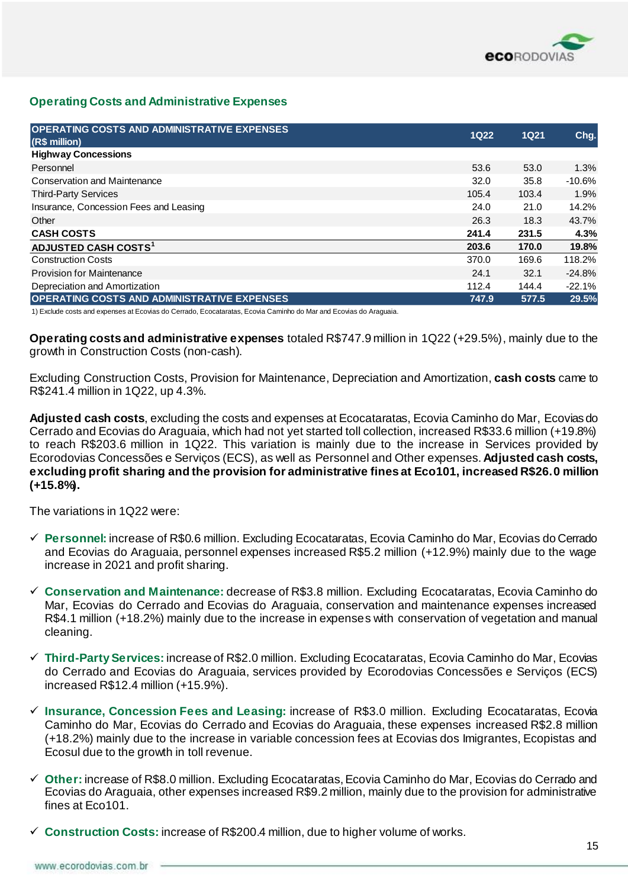## Operating Costs and Administrative Expenses

| OPERATING COSTS AND ADMINISTRATIVE EXPENSES (R$ million) | 1Q22 | 1Q21 | Chg. |
|---|---|---|---|
| **Highway Concessions** | | | |
| Personnel | 53.6 | 53.0 | 1.3% |
| Conservation and Maintenance | 32.0 | 35.8 | -10.6% |
| Third-Party Services | 105.4 | 103.4 | 1.9% |
| Insurance, Concession Fees and Leasing | 24.0 | 21.0 | 14.2% |
| Other | 26.3 | 18.3 | 43.7% |
| **CASH COSTS** | **241.4** | **231.5** | **4.3%** |
| **ADJUSTED CASH COSTS[1]** | **203.6** | **170.0** | **19.8%** |
| Construction Costs | 370.0 | 169.6 | 118.2% |
| Provision for Maintenance | 24.1 | 32.1 | -24.8% |
| Depreciation and Amortization | 112.4 | 144.4 | -22.1% |
| **OPERATING COSTS AND ADMINISTRATIVE EXPENSES** | **747.9** | **577.5** | **29.5%** |

1) Exclude costs and expenses at Ecovias do Cerrado, Ecocataratas, Ecovia Caminho do Mar and Ecovias do Araguaia.

**Operating costs and administrative expenses** totaled R$747.9 million in 1Q22 (+29.5%), mainly due to the growth in Construction Costs (non-cash).

Excluding Construction Costs, Provision for Maintenance, Depreciation and Amortization, **cash costs** came to R$241.4 million in 1Q22, up 4.3%.

**Adjusted cash costs**, excluding the costs and expenses at Ecocataratas, Ecovia Caminho do Mar, Ecovias do Cerrado and Ecovias do Araguaia, which had not yet started toll collection, increased R$33.6 million (+19.8%) to reach R$203.6 million in 1Q22. This variation is mainly due to the increase in Services provided by Ecorodovias Concessões e Serviços (ECS), as well as Personnel and Other expenses. **Adjusted cash costs, excluding profit sharing and the provision for administrative fines at Eco101, increased R$26.0 million (+15.8%).**

The variations in 1Q22 were:

- ✓ **Personnel:** increase of R$0.6 million. Excluding Ecocataratas, Ecovia Caminho do Mar, Ecovias do Cerrado and Ecovias do Araguaia, personnel expenses increased R$5.2 million (+12.9%) mainly due to the wage increase in 2021 and profit sharing.

- ✓ **Conservation and Maintenance:** decrease of R$3.8 million. Excluding Ecocataratas, Ecovia Caminho do Mar, Ecovias do Cerrado and Ecovias do Araguaia, conservation and maintenance expenses increased R$4.1 million (+18.2%) mainly due to the increase in expenses with conservation of vegetation and manual cleaning.

- ✓ **Third-Party Services:** increase of R$2.0 million. Excluding Ecocataratas, Ecovia Caminho do Mar, Ecovias do Cerrado and Ecovias do Araguaia, services provided by Ecorodovias Concessões e Serviços (ECS) increased R$12.4 million (+15.9%).

- ✓ **Insurance, Concession Fees and Leasing:** increase of R$3.0 million. Excluding Ecocataratas, Ecovia Caminho do Mar, Ecovias do Cerrado and Ecovias do Araguaia, these expenses increased R$2.8 million (+18.2%) mainly due to the increase in variable concession fees at Ecovias dos Imigrantes, Ecopistas and Ecosul due to the growth in toll revenue.

- ✓ **Other:** increase of R$8.0 million. Excluding Ecocataratas, Ecovia Caminho do Mar, Ecovias do Cerrado and Ecovias do Araguaia, other expenses increased R$9.2 million, mainly due to the provision for administrative fines at Eco101.

- ✓ **Construction Costs:** increase of R$200.4 million, due to higher volume of works.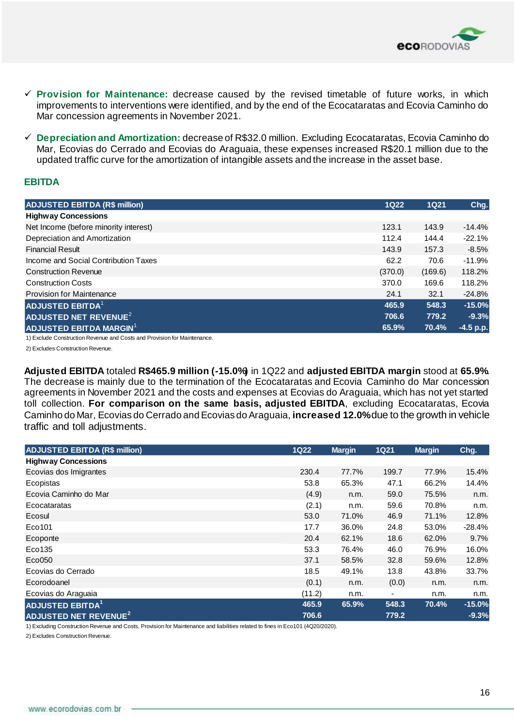- ✓ **Provision for Maintenance:** decrease caused by the revised timetable of future works, in which improvements to interventions were identified, and by the end of the Ecocataratas and Ecovia Caminho do Mar concession agreements in November 2021.

- ✓ **Depreciation and Amortization:** decrease of R$32.0 million. Excluding Ecocataratas, Ecovia Caminho do Mar, Ecovias do Cerrado and Ecovias do Araguaia, these expenses increased R$20.1 million due to the updated traffic curve for the amortization of intangible assets and the increase in the asset base.

## EBITDA

| ADJUSTED EBITDA (R$ million) | 1Q22 | 1Q21 | Chg. |
|---|---|---|---|
| **Highway Concessions** | | | |
| Net Income (before minority interest) | 123.1 | 143.9 | -14.4% |
| Depreciation and Amortization | 112.4 | 144.4 | -22.1% |
| Financial Result | 143.9 | 157.3 | -8.5% |
| Income and Social Contribution Taxes | 62.2 | 70.6 | -11.9% |
| Construction Revenue | (370.0) | (169.6) | 118.2% |
| Construction Costs | 370.0 | 169.6 | 118.2% |
| Provision for Maintenance | 24.1 | 32.1 | -24.8% |
| **ADJUSTED EBITDA[1]** | **465.9** | **548.3** | **-15.0%** |
| **ADJUSTED NET REVENUE[2]** | **706.6** | **779.2** | **-9.3%** |
| **ADJUSTED EBITDA MARGIN[1]** | **65.9%** | **70.4%** | **-4.5 p.p.** |

1) Exclude Construction Revenue and Costs and Provision for Maintenance.

2) Excludes Construction Revenue.

**Adjusted EBITDA** totaled **R$465.9 million (-15.0%)** in 1Q22 and **adjusted EBITDA margin** stood at **65.9%**. The decrease is mainly due to the termination of the Ecocataratas and Ecovia Caminho do Mar concession agreements in November 2021 and the costs and expenses at Ecovias do Araguaia, which has not yet started toll collection. **For comparison on the same basis, adjusted EBITDA**, excluding Ecocataratas, Ecovia Caminho do Mar, Ecovias do Cerrado and Ecovias do Araguaia, **increased 12.0%** due to the growth in vehicle traffic and toll adjustments.

| ADJUSTED EBITDA (R$ million) | 1Q22 | Margin | 1Q21 | Margin | Chg. |
|---|---|---|---|---|---|
| **Highway Concessions** | | | | | |
| Ecovias dos Imigrantes | 230.4 | 77.7% | 199.7 | 77.9% | 15.4% |
| Ecopistas | 53.8 | 65.3% | 47.1 | 66.2% | 14.4% |
| Ecovia Caminho do Mar | (4.9) | n.m. | 59.0 | 75.5% | n.m. |
| Ecocataratas | (2.1) | n.m. | 59.6 | 70.8% | n.m. |
| Ecosul | 53.0 | 71.0% | 46.9 | 71.1% | 12.8% |
| Eco101 | 17.7 | 36.0% | 24.8 | 53.0% | -28.4% |
| Ecoponte | 20.4 | 62.1% | 18.6 | 62.0% | 9.7% |
| Eco135 | 53.3 | 76.4% | 46.0 | 76.9% | 16.0% |
| Eco050 | 37.1 | 58.5% | 32.8 | 59.6% | 12.8% |
| Ecovias do Cerrado | 18.5 | 49.1% | 13.8 | 43.8% | 33.7% |
| Ecorodoanel | (0.1) | n.m. | (0.0) | n.m. | n.m. |
| Ecovias do Araguaia | (11.2) | n.m. | - | n.m. | n.m. |
| **ADJUSTED EBITDA[1]** | **465.9** | **65.9%** | **548.3** | **70.4%** | **-15.0%** |
| **ADJUSTED NET REVENUE[2]** | **706.6** | | **779.2** | | **-9.3%** |

1) Excluding Construction Revenue and Costs, Provision for Maintenance and liabilities related to fines in Eco101 (4Q20/2020).

2) Excludes Construction Revenue.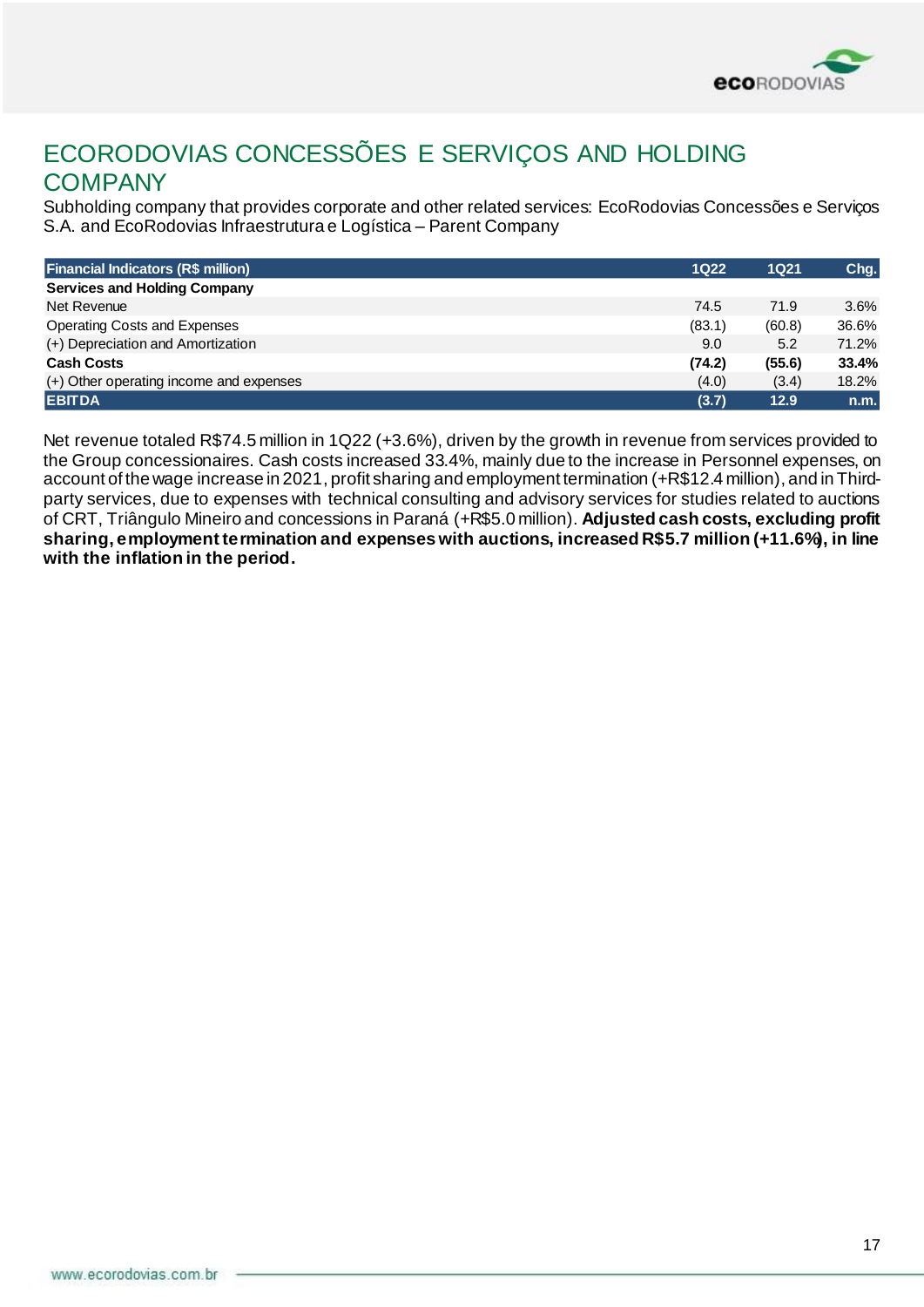# ECORODOVIAS CONCESSÕES E SERVIÇOS AND HOLDING COMPANY

Subholding company that provides corporate and other related services: EcoRodovias Concessões e Serviços S.A. and EcoRodovias Infraestrutura e Logística – Parent Company

| Financial Indicators (R$ million) | 1Q22 | 1Q21 | Chg. |
|---|---|---|---|
| **Services and Holding Company** | | | |
| Net Revenue | 74.5 | 71.9 | 3.6% |
| Operating Costs and Expenses | (83.1) | (60.8) | 36.6% |
| (+) Depreciation and Amortization | 9.0 | 5.2 | 71.2% |
| **Cash Costs** | **(74.2)** | **(55.6)** | **33.4%** |
| (+) Other operating income and expenses | (4.0) | (3.4) | 18.2% |
| **EBITDA** | **(3.7)** | **12.9** | **n.m.** |

Net revenue totaled R$74.5 million in 1Q22 (+3.6%), driven by the growth in revenue from services provided to the Group concessionaires. Cash costs increased 33.4%, mainly due to the increase in Personnel expenses, on account of the wage increase in 2021, profit sharing and employment termination (+R$12.4 million), and in Third-party services, due to expenses with technical consulting and advisory services for studies related to auctions of CRT, Triângulo Mineiro and concessions in Paraná (+R$5.0 million). **Adjusted cash costs, excluding profit sharing, employment termination and expenses with auctions, increased R$5.7 million (+11.6%), in line with the inflation in the period.**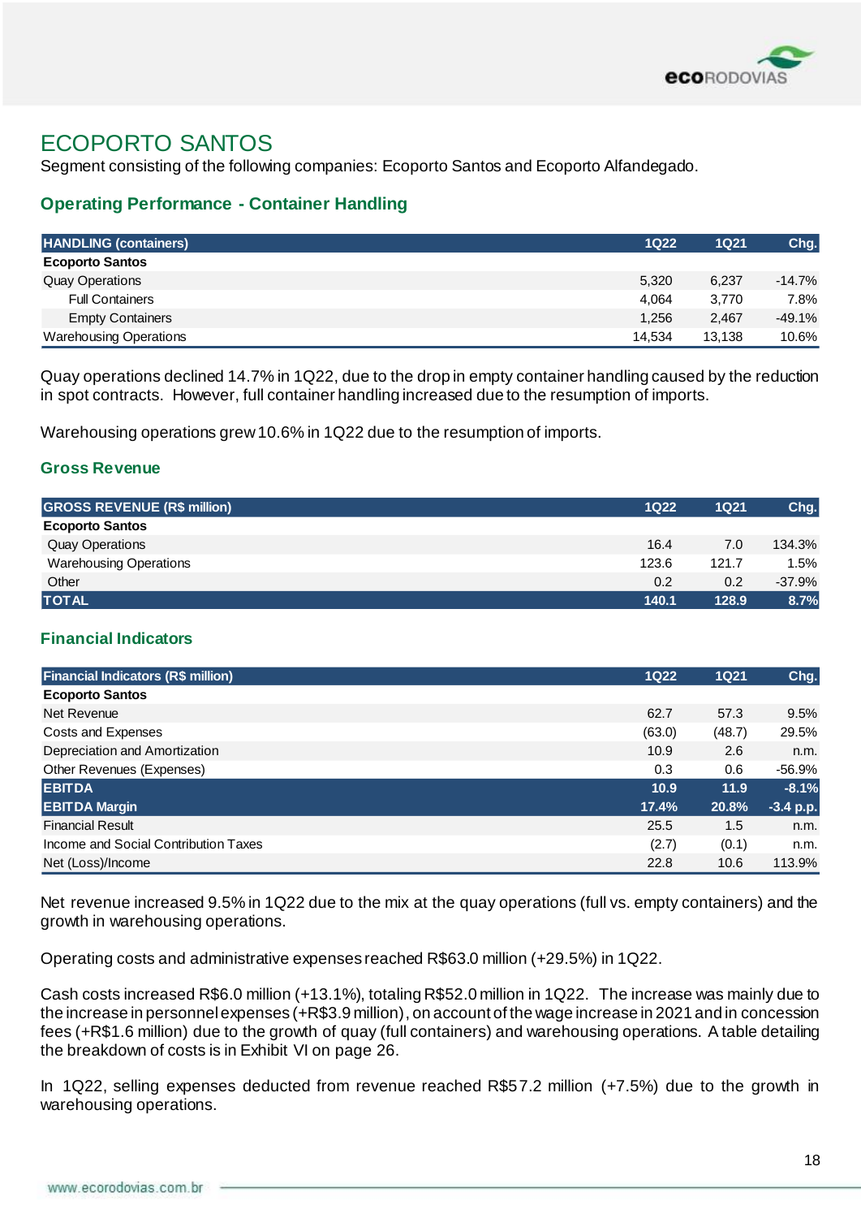# ECOPORTO SANTOS

Segment consisting of the following companies: Ecoporto Santos and Ecoporto Alfandegado.

## Operating Performance - Container Handling

| HANDLING (containers) | 1Q22 | 1Q21 | Chg. |
|---|---|---|---|
| **Ecoporto Santos** | | | |
| Quay Operations | 5,320 | 6,237 | -14.7% |
| Full Containers | 4,064 | 3,770 | 7.8% |
| Empty Containers | 1,256 | 2,467 | -49.1% |
| Warehousing Operations | 14,534 | 13,138 | 10.6% |

Quay operations declined 14.7% in 1Q22, due to the drop in empty container handling caused by the reduction in spot contracts. However, full container handling increased due to the resumption of imports.

Warehousing operations grew 10.6% in 1Q22 due to the resumption of imports.

## Gross Revenue

| GROSS REVENUE (R$ million) | 1Q22 | 1Q21 | Chg. |
|---|---|---|---|
| **Ecoporto Santos** | | | |
| Quay Operations | 16.4 | 7.0 | 134.3% |
| Warehousing Operations | 123.6 | 121.7 | 1.5% |
| Other | 0.2 | 0.2 | -37.9% |
| **TOTAL** | **140.1** | **128.9** | **8.7%** |

## Financial Indicators

| Financial Indicators (R$ million) | 1Q22 | 1Q21 | Chg. |
|---|---|---|---|
| **Ecoporto Santos** | | | |
| Net Revenue | 62.7 | 57.3 | 9.5% |
| Costs and Expenses | (63.0) | (48.7) | 29.5% |
| Depreciation and Amortization | 10.9 | 2.6 | n.m. |
| Other Revenues (Expenses) | 0.3 | 0.6 | -56.9% |
| **EBITDA** | **10.9** | **11.9** | **-8.1%** |
| **EBITDA Margin** | **17.4%** | **20.8%** | **-3.4 p.p.** |
| Financial Result | 25.5 | 1.5 | n.m. |
| Income and Social Contribution Taxes | (2.7) | (0.1) | n.m. |
| Net (Loss)/Income | 22.8 | 10.6 | 113.9% |

Net revenue increased 9.5% in 1Q22 due to the mix at the quay operations (full vs. empty containers) and the growth in warehousing operations.

Operating costs and administrative expenses reached R$63.0 million (+29.5%) in 1Q22.

Cash costs increased R$6.0 million (+13.1%), totaling R$52.0 million in 1Q22. The increase was mainly due to the increase in personnel expenses (+R$3.9 million), on account of the wage increase in 2021 and in concession fees (+R$1.6 million) due to the growth of quay (full containers) and warehousing operations. A table detailing the breakdown of costs is in Exhibit VI on page 26.

In 1Q22, selling expenses deducted from revenue reached R$57.2 million (+7.5%) due to the growth in warehousing operations.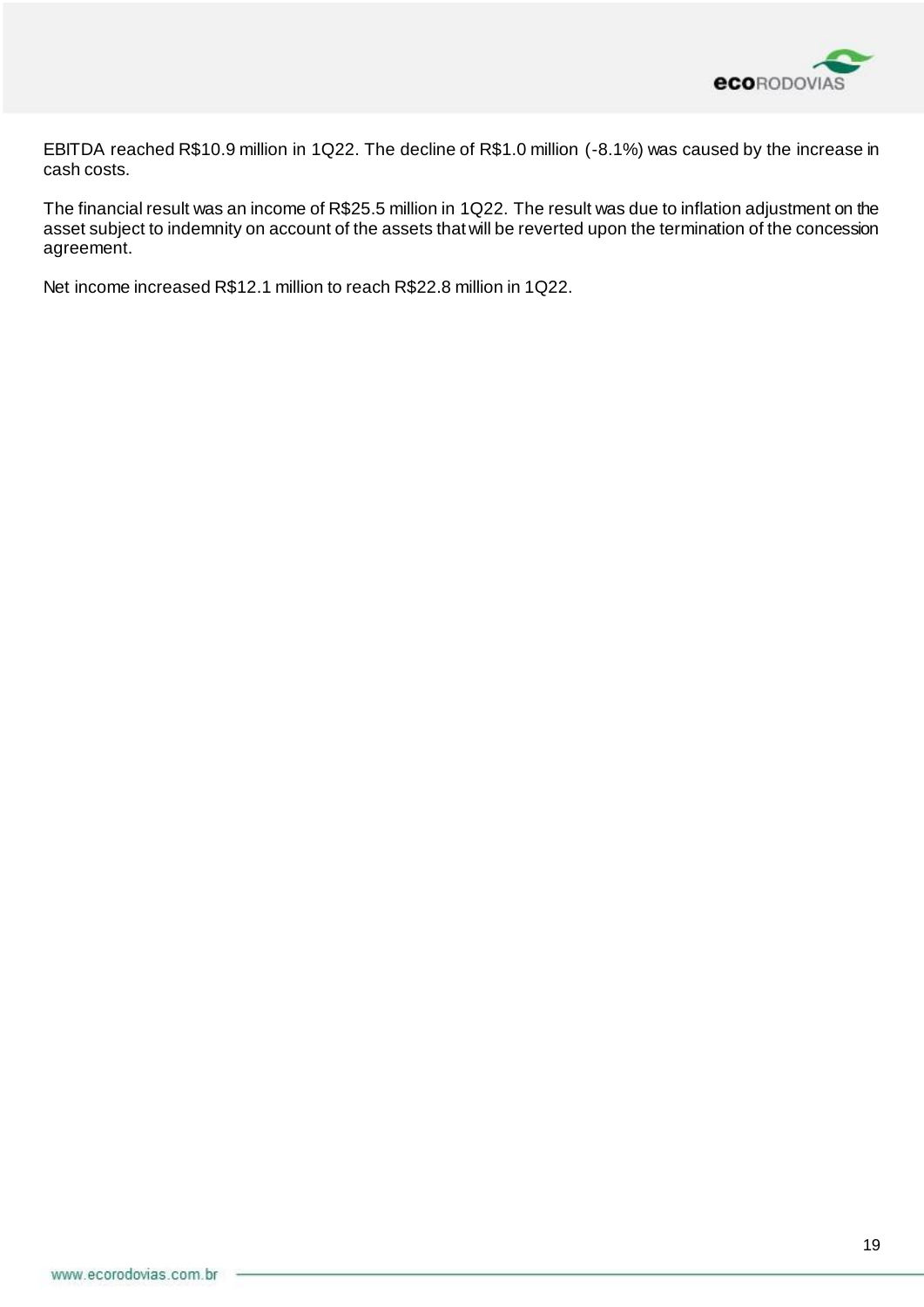EBITDA reached R$10.9 million in 1Q22. The decline of R$1.0 million (-8.1%) was caused by the increase in cash costs.

The financial result was an income of R$25.5 million in 1Q22. The result was due to inflation adjustment on the asset subject to indemnity on account of the assets that will be reverted upon the termination of the concession agreement.

Net income increased R$12.1 million to reach R$22.8 million in 1Q22.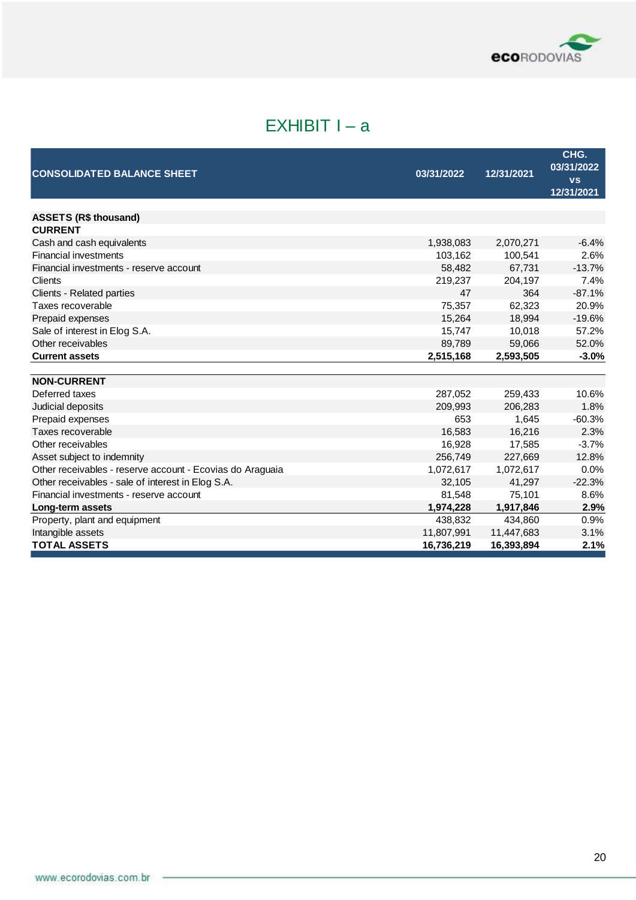# EXHIBIT I – a

| CONSOLIDATED BALANCE SHEET | 03/31/2022 | 12/31/2021 | CHG. 03/31/2022 vs 12/31/2021 |
|---|---|---|---|
| **ASSETS (R$ thousand)** | | | |
| **CURRENT** | | | |
| Cash and cash equivalents | 1,938,083 | 2,070,271 | -6.4% |
| Financial investments | 103,162 | 100,541 | 2.6% |
| Financial investments - reserve account | 58,482 | 67,731 | -13.7% |
| Clients | 219,237 | 204,197 | 7.4% |
| Clients - Related parties | 47 | 364 | -87.1% |
| Taxes recoverable | 75,357 | 62,323 | 20.9% |
| Prepaid expenses | 15,264 | 18,994 | -19.6% |
| Sale of interest in Elog S.A. | 15,747 | 10,018 | 57.2% |
| Other receivables | 89,789 | 59,066 | 52.0% |
| **Current assets** | **2,515,168** | **2,593,505** | **-3.0%** |
| **NON-CURRENT** | | | |
| Deferred taxes | 287,052 | 259,433 | 10.6% |
| Judicial deposits | 209,993 | 206,283 | 1.8% |
| Prepaid expenses | 653 | 1,645 | -60.3% |
| Taxes recoverable | 16,583 | 16,216 | 2.3% |
| Other receivables | 16,928 | 17,585 | -3.7% |
| Asset subject to indemnity | 256,749 | 227,669 | 12.8% |
| Other receivables - reserve account - Ecovias do Araguaia | 1,072,617 | 1,072,617 | 0.0% |
| Other receivables - sale of interest in Elog S.A. | 32,105 | 41,297 | -22.3% |
| Financial investments - reserve account | 81,548 | 75,101 | 8.6% |
| **Long-term assets** | **1,974,228** | **1,917,846** | **2.9%** |
| Property, plant and equipment | 438,832 | 434,860 | 0.9% |
| Intangible assets | 11,807,991 | 11,447,683 | 3.1% |
| **TOTAL ASSETS** | **16,736,219** | **16,393,894** | **2.1%** |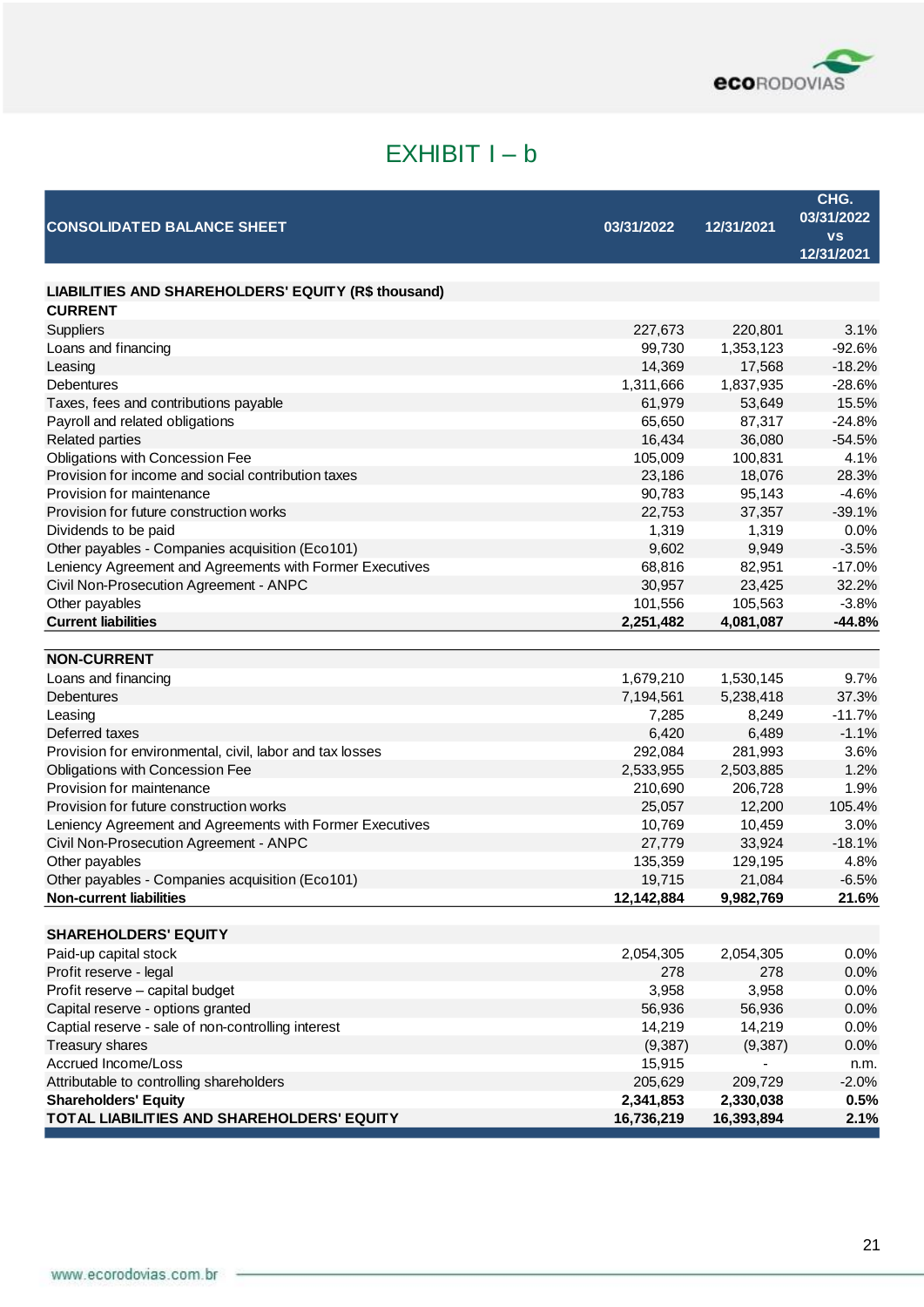# EXHIBIT I – b

| CONSOLIDATED BALANCE SHEET | 03/31/2022 | 12/31/2021 | CHG. 03/31/2022 vs 12/31/2021 |
|---|---|---|---|
| **LIABILITIES AND SHAREHOLDERS' EQUITY (R$ thousand)** | | | |
| **CURRENT** | | | |
| Suppliers | 227,673 | 220,801 | 3.1% |
| Loans and financing | 99,730 | 1,353,123 | -92.6% |
| Leasing | 14,369 | 17,568 | -18.2% |
| Debentures | 1,311,666 | 1,837,935 | -28.6% |
| Taxes, fees and contributions payable | 61,979 | 53,649 | 15.5% |
| Payroll and related obligations | 65,650 | 87,317 | -24.8% |
| Related parties | 16,434 | 36,080 | -54.5% |
| Obligations with Concession Fee | 105,009 | 100,831 | 4.1% |
| Provision for income and social contribution taxes | 23,186 | 18,076 | 28.3% |
| Provision for maintenance | 90,783 | 95,143 | -4.6% |
| Provision for future construction works | 22,753 | 37,357 | -39.1% |
| Dividends to be paid | 1,319 | 1,319 | 0.0% |
| Other payables - Companies acquisition (Eco101) | 9,602 | 9,949 | -3.5% |
| Leniency Agreement and Agreements with Former Executives | 68,816 | 82,951 | -17.0% |
| Civil Non-Prosecution Agreement - ANPC | 30,957 | 23,425 | 32.2% |
| Other payables | 101,556 | 105,563 | -3.8% |
| **Current liabilities** | **2,251,482** | **4,081,087** | **-44.8%** |
| **NON-CURRENT** | | | |
| Loans and financing | 1,679,210 | 1,530,145 | 9.7% |
| Debentures | 7,194,561 | 5,238,418 | 37.3% |
| Leasing | 7,285 | 8,249 | -11.7% |
| Deferred taxes | 6,420 | 6,489 | -1.1% |
| Provision for environmental, civil, labor and tax losses | 292,084 | 281,993 | 3.6% |
| Obligations with Concession Fee | 2,533,955 | 2,503,885 | 1.2% |
| Provision for maintenance | 210,690 | 206,728 | 1.9% |
| Provision for future construction works | 25,057 | 12,200 | 105.4% |
| Leniency Agreement and Agreements with Former Executives | 10,769 | 10,459 | 3.0% |
| Civil Non-Prosecution Agreement - ANPC | 27,779 | 33,924 | -18.1% |
| Other payables | 135,359 | 129,195 | 4.8% |
| Other payables - Companies acquisition (Eco101) | 19,715 | 21,084 | -6.5% |
| **Non-current liabilities** | **12,142,884** | **9,982,769** | **21.6%** |
| **SHAREHOLDERS' EQUITY** | | | |
| Paid-up capital stock | 2,054,305 | 2,054,305 | 0.0% |
| Profit reserve - legal | 278 | 278 | 0.0% |
| Profit reserve – capital budget | 3,958 | 3,958 | 0.0% |
| Capital reserve - options granted | 56,936 | 56,936 | 0.0% |
| Captial reserve - sale of non-controlling interest | 14,219 | 14,219 | 0.0% |
| Treasury shares | (9,387) | (9,387) | 0.0% |
| Accrued Income/Loss | 15,915 | - | n.m. |
| Attributable to controlling shareholders | 205,629 | 209,729 | -2.0% |
| **Shareholders' Equity** | **2,341,853** | **2,330,038** | **0.5%** |
| **TOTAL LIABILITIES AND SHAREHOLDERS' EQUITY** | **16,736,219** | **16,393,894** | **2.1%** |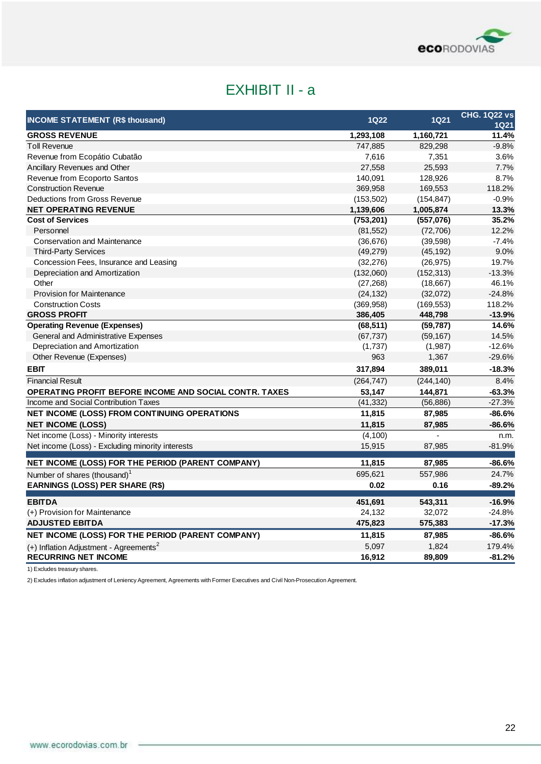# EXHIBIT II - a

| INCOME STATEMENT (R$ thousand) | 1Q22 | 1Q21 | CHG. 1Q22 vs 1Q21 |
|---|---|---|---|
| **GROSS REVENUE** | **1,293,108** | **1,160,721** | **11.4%** |
| Toll Revenue | 747,885 | 829,298 | -9.8% |
| Revenue from Ecopátio Cubatão | 7,616 | 7,351 | 3.6% |
| Ancillary Revenues and Other | 27,558 | 25,593 | 7.7% |
| Revenue from Ecoporto Santos | 140,091 | 128,926 | 8.7% |
| Construction Revenue | 369,958 | 169,553 | 118.2% |
| Deductions from Gross Revenue | (153,502) | (154,847) | -0.9% |
| **NET OPERATING REVENUE** | **1,139,606** | **1,005,874** | **13.3%** |
| **Cost of Services** | **(753,201)** | **(557,076)** | **35.2%** |
| Personnel | (81,552) | (72,706) | 12.2% |
| Conservation and Maintenance | (36,676) | (39,598) | -7.4% |
| Third-Party Services | (49,279) | (45,192) | 9.0% |
| Concession Fees, Insurance and Leasing | (32,276) | (26,975) | 19.7% |
| Depreciation and Amortization | (132,060) | (152,313) | -13.3% |
| Other | (27,268) | (18,667) | 46.1% |
| Provision for Maintenance | (24,132) | (32,072) | -24.8% |
| Construction Costs | (369,958) | (169,553) | 118.2% |
| **GROSS PROFIT** | **386,405** | **448,798** | **-13.9%** |
| **Operating Revenue (Expenses)** | **(68,511)** | **(59,787)** | **14.6%** |
| General and Administrative Expenses | (67,737) | (59,167) | 14.5% |
| Depreciation and Amortization | (1,737) | (1,987) | -12.6% |
| Other Revenue (Expenses) | 963 | 1,367 | -29.6% |
| **EBIT** | **317,894** | **389,011** | **-18.3%** |
| Financial Result | (264,747) | (244,140) | 8.4% |
| **OPERATING PROFIT BEFORE INCOME AND SOCIAL CONTR. TAXES** | **53,147** | **144,871** | **-63.3%** |
| Income and Social Contribution Taxes | (41,332) | (56,886) | -27.3% |
| **NET INCOME (LOSS) FROM CONTINUING OPERATIONS** | **11,815** | **87,985** | **-86.6%** |
| **NET INCOME (LOSS)** | **11,815** | **87,985** | **-86.6%** |
| Net income (Loss) - Minority interests | (4,100) | - | n.m. |
| Net income (Loss) - Excluding minority interests | 15,915 | 87,985 | -81.9% |
| **NET INCOME (LOSS) FOR THE PERIOD (PARENT COMPANY)** | **11,815** | **87,985** | **-86.6%** |
| Number of shares (thousand)[1] | 695,621 | 557,986 | 24.7% |
| **EARNINGS (LOSS) PER SHARE (R$)** | **0.02** | **0.16** | **-89.2%** |
| **EBITDA** | **451,691** | **543,311** | **-16.9%** |
| (+) Provision for Maintenance | 24,132 | 32,072 | -24.8% |
| **ADJUSTED EBITDA** | **475,823** | **575,383** | **-17.3%** |
| **NET INCOME (LOSS) FOR THE PERIOD (PARENT COMPANY)** | **11,815** | **87,985** | **-86.6%** |
| (+) Inflation Adjustment - Agreements[2] | 5,097 | 1,824 | 179.4% |
| **RECURRING NET INCOME** | **16,912** | **89,809** | **-81.2%** |

1) Excludes treasury shares.

2) Excludes inflation adjustment of Leniency Agreement, Agreements with Former Executives and Civil Non-Prosecution Agreement.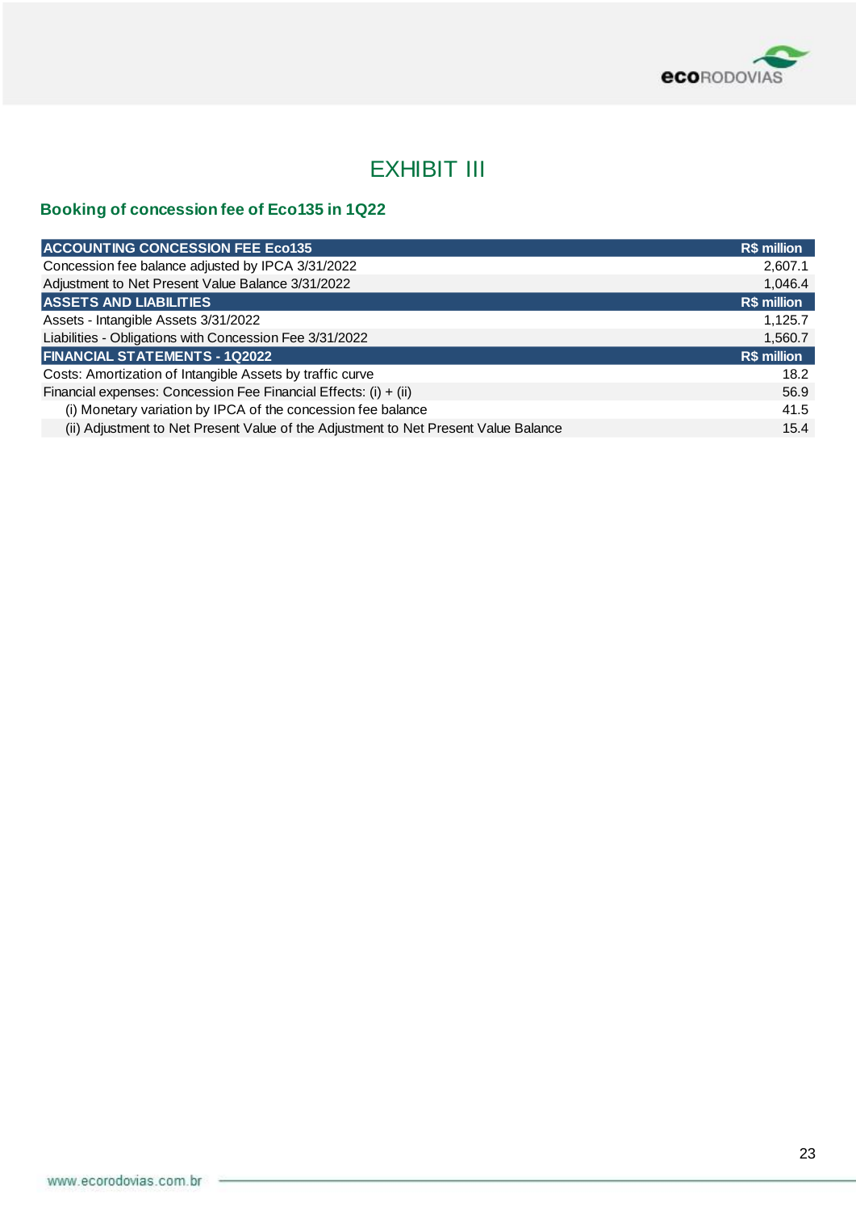# EXHIBIT III

### Booking of concession fee of Eco135 in 1Q22

| ACCOUNTING CONCESSION FEE Eco135 | R$ million |
|---|---|
| Concession fee balance adjusted by IPCA 3/31/2022 | 2,607.1 |
| Adjustment to Net Present Value Balance 3/31/2022 | 1,046.4 |
| **ASSETS AND LIABILITIES** | **R$ million** |
| Assets - Intangible Assets 3/31/2022 | 1,125.7 |
| Liabilities - Obligations with Concession Fee 3/31/2022 | 1,560.7 |
| **FINANCIAL STATEMENTS - 1Q2022** | **R$ million** |
| Costs: Amortization of Intangible Assets by traffic curve | 18.2 |
| Financial expenses: Concession Fee Financial Effects: (i) + (ii) | 56.9 |
| (i) Monetary variation by IPCA of the concession fee balance | 41.5 |
| (ii) Adjustment to Net Present Value of the Adjustment to Net Present Value Balance | 15.4 |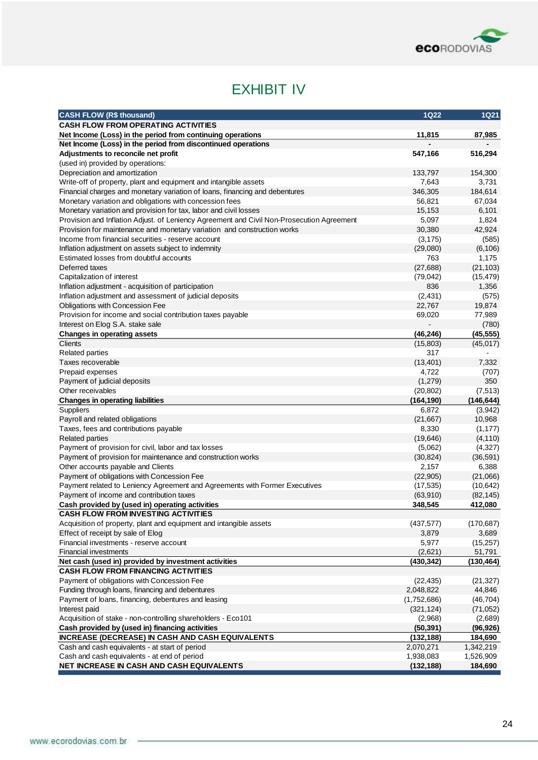# EXHIBIT IV

| CASH FLOW (R$ thousand) | 1Q22 | 1Q21 |
|---|---|---|
| **CASH FLOW FROM OPERATING ACTIVITIES** | | |
| **Net Income (Loss) in the period from continuing operations** | **11,815** | **87,985** |
| **Net Income (Loss) in the period from discontinued operations** | **-** | **-** |
| **Adjustments to reconcile net profit** | **547,166** | **516,294** |
| (used in) provided by operations: | | |
| Depreciation and amortization | 133,797 | 154,300 |
| Write-off of property, plant and equipment and intangible assets | 7,643 | 3,731 |
| Financial charges and monetary variation of loans, financing and debentures | 346,305 | 184,614 |
| Monetary variation and obligations with concession fees | 56,821 | 67,034 |
| Monetary variation and provision for tax, labor and civil losses | 15,153 | 6,101 |
| Provision and Inflation Adjust. of Leniency Agreement and Civil Non-Prosecution Agreement | 5,097 | 1,824 |
| Provision for maintenance and monetary variation and construction works | 30,380 | 42,924 |
| Income from financial securities - reserve account | (3,175) | (585) |
| Inflation adjustment on assets subject to indemnity | (29,080) | (6,106) |
| Estimated losses from doubtful accounts | 763 | 1,175 |
| Deferred taxes | (27,688) | (21,103) |
| Capitalization of interest | (79,042) | (15,479) |
| Inflation adjustment - acquisition of participation | 836 | 1,356 |
| Inflation adjustment and assessment of judicial deposits | (2,431) | (575) |
| Obligations with Concession Fee | 22,767 | 19,874 |
| Provision for income and social contribution taxes payable | 69,020 | 77,989 |
| Interest on Elog S.A. stake sale | - | (780) |
| **Changes in operating assets** | **(46,246)** | **(45,555)** |
| Clients | (15,803) | (45,017) |
| Related parties | 317 | - |
| Taxes recoverable | (13,401) | 7,332 |
| Prepaid expenses | 4,722 | (707) |
| Payment of judicial deposits | (1,279) | 350 |
| Other receivables | (20,802) | (7,513) |
| **Changes in operating liabilities** | **(164,190)** | **(146,644)** |
| Suppliers | 6,872 | (3,942) |
| Payroll and related obligations | (21,667) | 10,968 |
| Taxes, fees and contributions payable | 8,330 | (1,177) |
| Related parties | (19,646) | (4,110) |
| Payment of provision for civil, labor and tax losses | (5,062) | (4,327) |
| Payment of provision for maintenance and construction works | (30,824) | (36,591) |
| Other accounts payable and Clients | 2,157 | 6,388 |
| Payment of obligations with Concession Fee | (22,905) | (21,066) |
| Payment related to Leniency Agreement and Agreements with Former Executives | (17,535) | (10,642) |
| Payment of income and contribution taxes | (63,910) | (82,145) |
| **Cash provided by (used in) operating activities** | **348,545** | **412,080** |
| **CASH FLOW FROM INVESTING ACTIVITIES** | | |
| Acquisition of property, plant and equipment and intangible assets | (437,577) | (170,687) |
| Effect of receipt by sale of Elog | 3,879 | 3,689 |
| Financial investments - reserve account | 5,977 | (15,257) |
| Financial investments | (2,621) | 51,791 |
| **Net cash (used in) provided by investment activities** | **(430,342)** | **(130,464)** |
| **CASH FLOW FROM FINANCING ACTIVITIES** | | |
| Payment of obligations with Concession Fee | (22,435) | (21,327) |
| Funding through loans, financing and debentures | 2,048,822 | 44,846 |
| Payment of loans, financing, debentures and leasing | (1,752,686) | (46,704) |
| Interest paid | (321,124) | (71,052) |
| Acquisition of stake - non-controlling shareholders - Eco101 | (2,968) | (2,689) |
| **Cash provided by (used in) financing activities** | **(50,391)** | **(96,926)** |
| **INCREASE (DECREASE) IN CASH AND CASH EQUIVALENTS** | **(132,188)** | **184,690** |
| Cash and cash equivalents - at start of period | 2,070,271 | 1,342,219 |
| Cash and cash equivalents - at end of period | 1,938,083 | 1,526,909 |
| **NET INCREASE IN CASH AND CASH EQUIVALENTS** | **(132,188)** | **184,690** |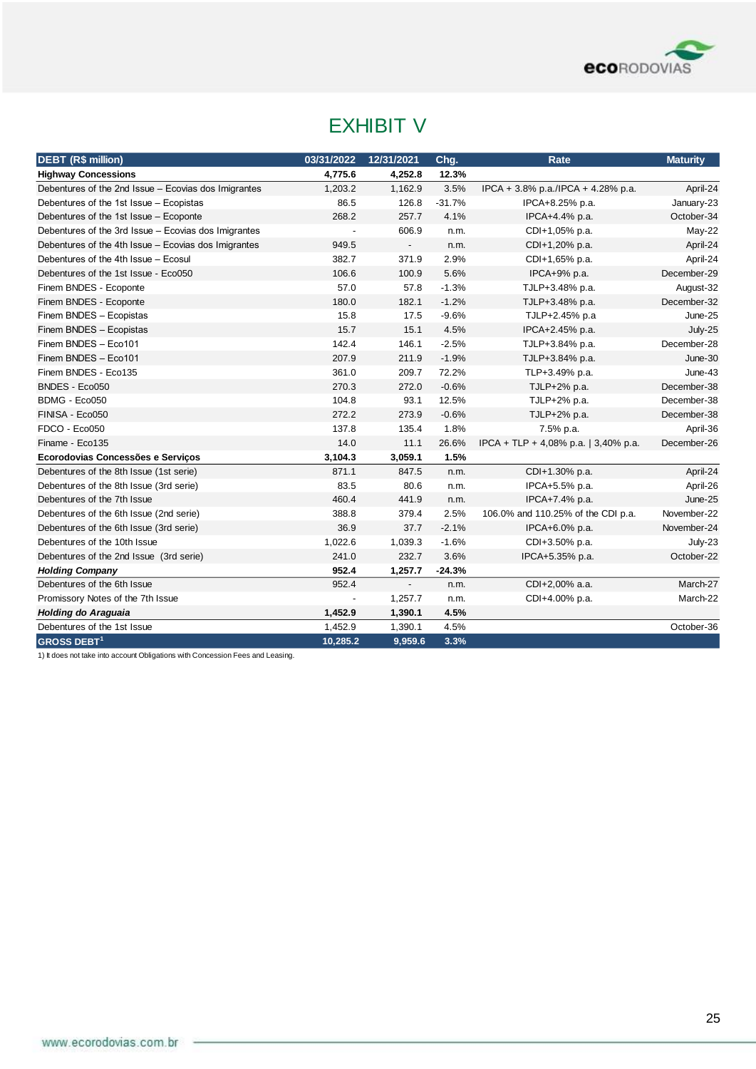# EXHIBIT V

| DEBT (R$ million) | 03/31/2022 | 12/31/2021 | Chg. | Rate | Maturity |
|---|---|---|---|---|---|
| **Highway Concessions** | **4,775.6** | **4,252.8** | **12.3%** | | |
| Debentures of the 2nd Issue – Ecovias dos Imigrantes | 1,203.2 | 1,162.9 | 3.5% | IPCA + 3.8% p.a./IPCA + 4.28% p.a. | April-24 |
| Debentures of the 1st Issue – Ecopistas | 86.5 | 126.8 | -31.7% | IPCA+8.25% p.a. | January-23 |
| Debentures of the 1st Issue – Ecoponte | 268.2 | 257.7 | 4.1% | IPCA+4.4% p.a. | October-34 |
| Debentures of the 3rd Issue – Ecovias dos Imigrantes | - | 606.9 | n.m. | CDI+1,05% p.a. | May-22 |
| Debentures of the 4th Issue – Ecovias dos Imigrantes | 949.5 | - | n.m. | CDI+1,20% p.a. | April-24 |
| Debentures of the 4th Issue – Ecosul | 382.7 | 371.9 | 2.9% | CDI+1,65% p.a. | April-24 |
| Debentures of the 1st Issue - Eco050 | 106.6 | 100.9 | 5.6% | IPCA+9% p.a. | December-29 |
| Finem BNDES - Ecoponte | 57.0 | 57.8 | -1.3% | TJLP+3.48% p.a. | August-32 |
| Finem BNDES - Ecoponte | 180.0 | 182.1 | -1.2% | TJLP+3.48% p.a. | December-32 |
| Finem BNDES – Ecopistas | 15.8 | 17.5 | -9.6% | TJLP+2.45% p.a | June-25 |
| Finem BNDES – Ecopistas | 15.7 | 15.1 | 4.5% | IPCA+2.45% p.a. | July-25 |
| Finem BNDES – Eco101 | 142.4 | 146.1 | -2.5% | TJLP+3.84% p.a. | December-28 |
| Finem BNDES – Eco101 | 207.9 | 211.9 | -1.9% | TJLP+3.84% p.a. | June-30 |
| Finem BNDES - Eco135 | 361.0 | 209.7 | 72.2% | TLP+3.49% p.a. | June-43 |
| BNDES - Eco050 | 270.3 | 272.0 | -0.6% | TJLP+2% p.a. | December-38 |
| BDMG - Eco050 | 104.8 | 93.1 | 12.5% | TJLP+2% p.a. | December-38 |
| FINISA - Eco050 | 272.2 | 273.9 | -0.6% | TJLP+2% p.a. | December-38 |
| FDCO - Eco050 | 137.8 | 135.4 | 1.8% | 7.5% p.a. | April-36 |
| Finame - Eco135 | 14.0 | 11.1 | 26.6% | IPCA + TLP + 4,08% p.a. \| 3,40% p.a. | December-26 |
| **Ecorodovias Concessões e Serviços** | **3,104.3** | **3,059.1** | **1.5%** | | |
| Debentures of the 8th Issue (1st serie) | 871.1 | 847.5 | n.m. | CDI+1.30% p.a. | April-24 |
| Debentures of the 8th Issue (3rd serie) | 83.5 | 80.6 | n.m. | IPCA+5.5% p.a. | April-26 |
| Debentures of the 7th Issue | 460.4 | 441.9 | n.m. | IPCA+7.4% p.a. | June-25 |
| Debentures of the 6th Issue (2nd serie) | 388.8 | 379.4 | 2.5% | 106.0% and 110.25% of the CDI p.a. | November-22 |
| Debentures of the 6th Issue (3rd serie) | 36.9 | 37.7 | -2.1% | IPCA+6.0% p.a. | November-24 |
| Debentures of the 10th Issue | 1,022.6 | 1,039.3 | -1.6% | CDI+3.50% p.a. | July-23 |
| Debentures of the 2nd Issue (3rd serie) | 241.0 | 232.7 | 3.6% | IPCA+5.35% p.a. | October-22 |
| ***Holding Company*** | **952.4** | **1,257.7** | **-24.3%** | | |
| Debentures of the 6th Issue | 952.4 | - | n.m. | CDI+2,00% a.a. | March-27 |
| Promissory Notes of the 7th Issue | - | 1,257.7 | n.m. | CDI+4.00% p.a. | March-22 |
| ***Holding do Araguaia*** | **1,452.9** | **1,390.1** | **4.5%** | | |
| Debentures of the 1st Issue | 1,452.9 | 1,390.1 | 4.5% | | October-36 |
| **GROSS DEBT[1]** | **10,285.2** | **9,959.6** | **3.3%** | | |

1) It does not take into account Obligations with Concession Fees and Leasing.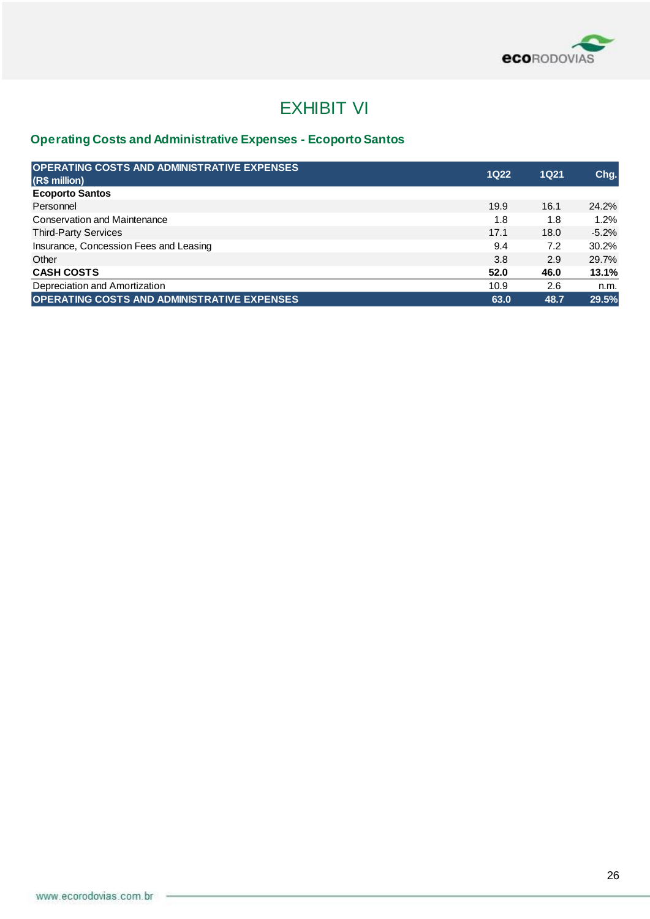# EXHIBIT VI

## Operating Costs and Administrative Expenses - Ecoporto Santos

| OPERATING COSTS AND ADMINISTRATIVE EXPENSES (R$ million) | 1Q22 | 1Q21 | Chg. |
|---|---|---|---|
| **Ecoporto Santos** | | | |
| Personnel | 19.9 | 16.1 | 24.2% |
| Conservation and Maintenance | 1.8 | 1.8 | 1.2% |
| Third-Party Services | 17.1 | 18.0 | -5.2% |
| Insurance, Concession Fees and Leasing | 9.4 | 7.2 | 30.2% |
| Other | 3.8 | 2.9 | 29.7% |
| **CASH COSTS** | **52.0** | **46.0** | **13.1%** |
| Depreciation and Amortization | 10.9 | 2.6 | n.m. |
| **OPERATING COSTS AND ADMINISTRATIVE EXPENSES** | **63.0** | **48.7** | **29.5%** |